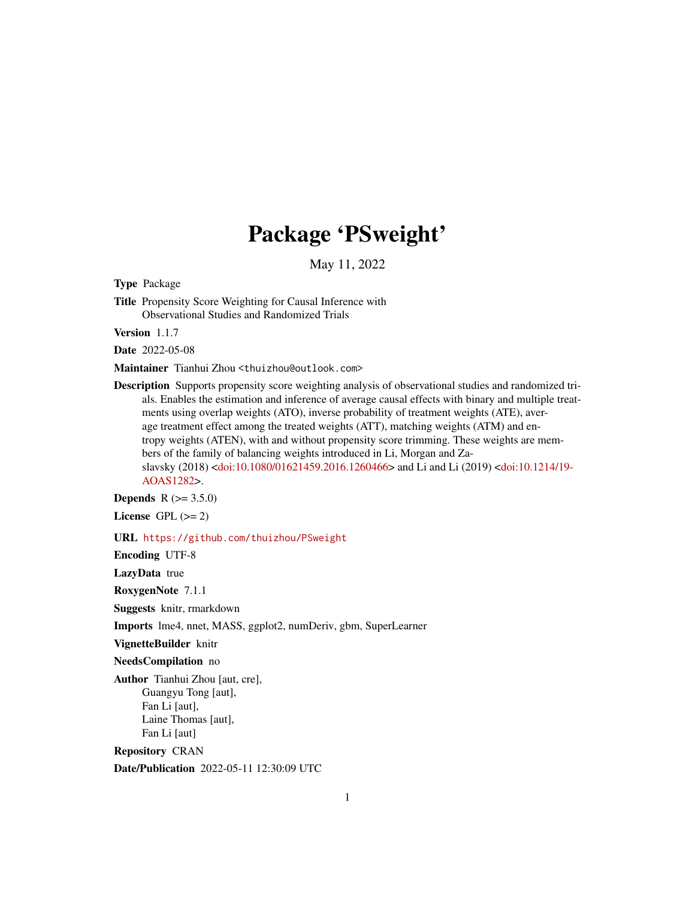# Package 'PSweight'

May 11, 2022

**Type** Package

**Title** Propensity Score Weighting for Causal Inference with Observational Studies and Randomized Trials

**Version** 1.1.7

**Date** 2022-05-08

**Maintainer** Tianhui Zhou <thuizhou@outlook.com>

**Description** Supports propensity score weighting analysis of observational studies and randomized trials. Enables the estimation and inference of average causal effects with binary and multiple treatments using overlap weights (ATO), inverse probability of treatment weights (ATE), average treatment effect among the treated weights (ATT), matching weights (ATM) and entropy weights (ATEN), with and without propensity score trimming. These weights are members of the family of balancing weights introduced in Li, Morgan and Zaslavsky (2018) <doi:10.1080/01621459.2016.1260466> and Li and Li (2019) <doi:10.1214/19-AOAS1282>.

**Depends** R (>= 3.5.0)

**License** GPL (>= 2)

**URL** https://github.com/thuizhou/PSweight

**Encoding** UTF-8

**LazyData** true

**RoxygenNote** 7.1.1

**Suggests** knitr, rmarkdown

**Imports** lme4, nnet, MASS, ggplot2, numDeriv, gbm, SuperLearner

**VignetteBuilder** knitr

**NeedsCompilation** no

**Author** Tianhui Zhou [aut, cre],
Guangyu Tong [aut],
Fan Li [aut],
Laine Thomas [aut],
Fan Li [aut]

**Repository** CRAN

**Date/Publication** 2022-05-11 12:30:09 UTC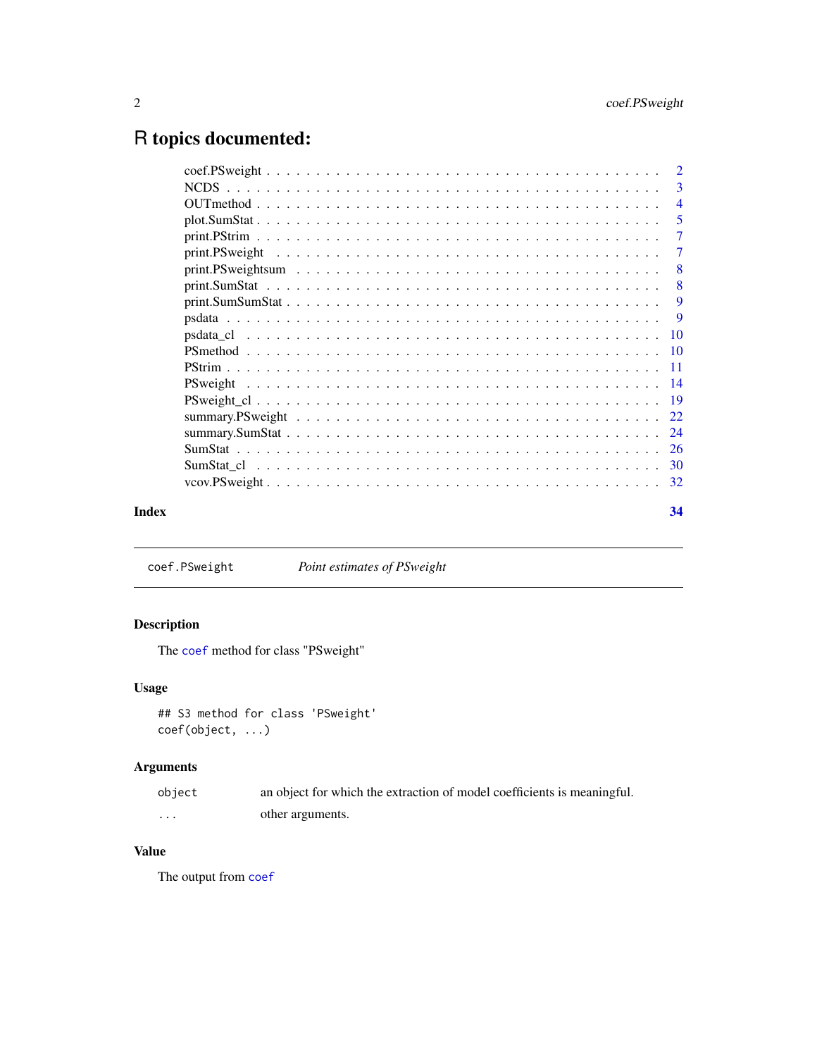# R topics documented:

| | |
|---|---|
| coef.PSweight | 2 |
| NCDS | 3 |
| OUTmethod | 4 |
| plot.SumStat | 5 |
| print.PStrim | 7 |
| print.PSweight | 7 |
| print.PSweightsum | 8 |
| print.SumStat | 8 |
| print.SumSumStat | 9 |
| psdata | 9 |
| psdata_cl | 10 |
| PSmethod | 10 |
| PStrim | 11 |
| PSweight | 14 |
| PSweight_cl | 19 |
| summary.PSweight | 22 |
| summary.SumStat | 24 |
| SumStat | 26 |
| SumStat_cl | 30 |
| vcov.PSweight | 32 |

**Index** 34

---

`coef.PSweight` *Point estimates of PSweight*

---

### Description

The `coef` method for class "PSweight"

### Usage

```
## S3 method for class 'PSweight'
coef(object, ...)
```

### Arguments

| | |
|---|---|
| `object` | an object for which the extraction of model coefficients is meaningful. |
| `...` | other arguments. |

### Value

The output from `coef`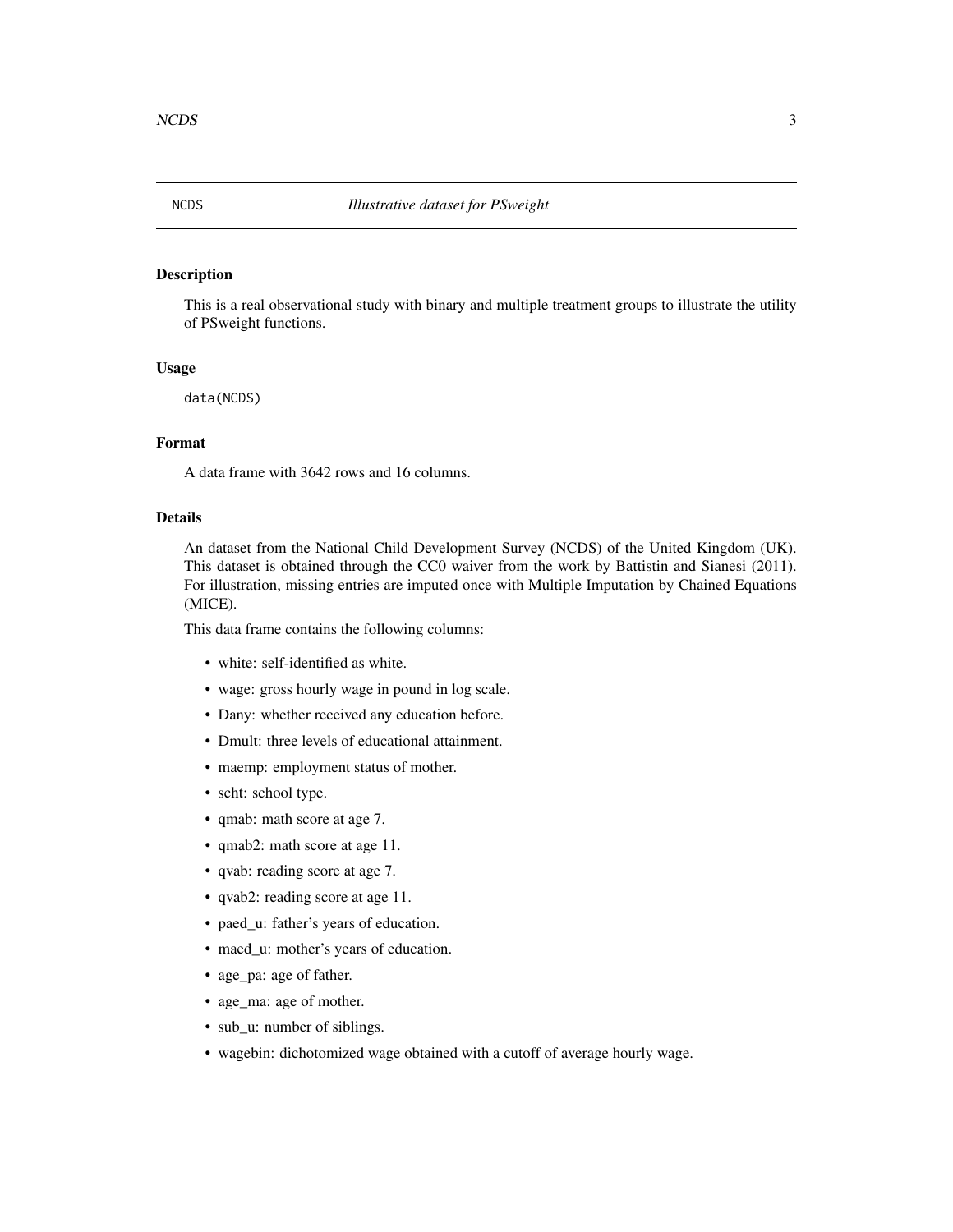NCDS *Illustrative dataset for PSweight*

## Description

This is a real observational study with binary and multiple treatment groups to illustrate the utility of PSweight functions.

## Usage

```
data(NCDS)
```

## Format

A data frame with 3642 rows and 16 columns.

## Details

An dataset from the National Child Development Survey (NCDS) of the United Kingdom (UK). This dataset is obtained through the CC0 waiver from the work by Battistin and Sianesi (2011). For illustration, missing entries are imputed once with Multiple Imputation by Chained Equations (MICE).

This data frame contains the following columns:

- white: self-identified as white.
- wage: gross hourly wage in pound in log scale.
- Dany: whether received any education before.
- Dmult: three levels of educational attainment.
- maemp: employment status of mother.
- scht: school type.
- qmab: math score at age 7.
- qmab2: math score at age 11.
- qvab: reading score at age 7.
- qvab2: reading score at age 11.
- paed_u: father's years of education.
- maed_u: mother's years of education.
- age_pa: age of father.
- age_ma: age of mother.
- sub_u: number of siblings.
- wagebin: dichotomized wage obtained with a cutoff of average hourly wage.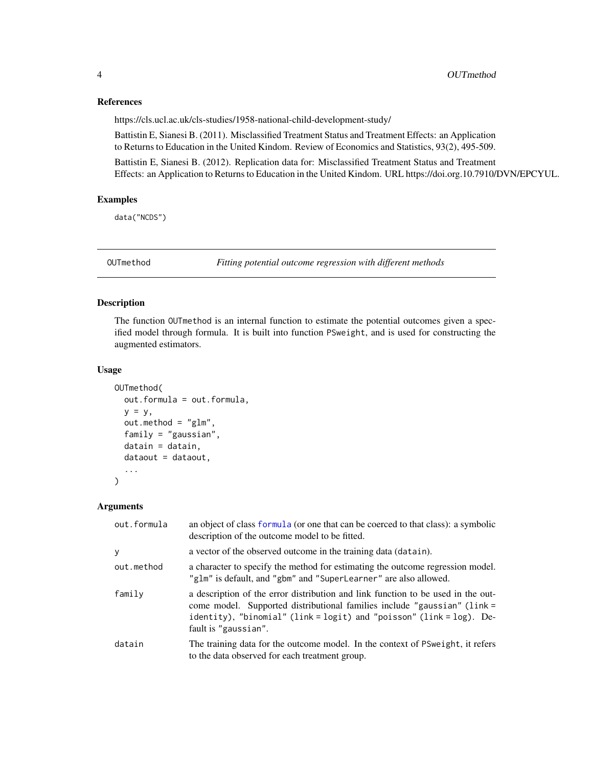### References

https://cls.ucl.ac.uk/cls-studies/1958-national-child-development-study/

Battistin E, Sianesi B. (2011). Misclassified Treatment Status and Treatment Effects: an Application to Returns to Education in the United Kindom. Review of Economics and Statistics, 93(2), 495-509.

Battistin E, Sianesi B. (2012). Replication data for: Misclassified Treatment Status and Treatment Effects: an Application to Returns to Education in the United Kindom. URL https://doi.org.10.7910/DVN/EPCYUL.

### Examples

```
data("NCDS")
```

---

## OUTmethod — *Fitting potential outcome regression with different methods*

---

### Description

The function `OUTmethod` is an internal function to estimate the potential outcomes given a specified model through formula. It is built into function `PSweight`, and is used for constructing the augmented estimators.

### Usage

```
OUTmethod(
  out.formula = out.formula,
  y = y,
  out.method = "glm",
  family = "gaussian",
  datain = datain,
  dataout = dataout,
  ...
)
```

### Arguments

| | |
|---|---|
| `out.formula` | an object of class `formula` (or one that can be coerced to that class): a symbolic description of the outcome model to be fitted. |
| `y` | a vector of the observed outcome in the training data (`datain`). |
| `out.method` | a character to specify the method for estimating the outcome regression model. `"glm"` is default, and `"gbm"` and `"SuperLearner"` are also allowed. |
| `family` | a description of the error distribution and link function to be used in the outcome model. Supported distributional families include `"gaussian"` (`link = identity`), `"binomial"` (`link = logit`) and `"poisson"` (`link = log`). Default is `"gaussian"`. |
| `datain` | The training data for the outcome model. In the context of `PSweight`, it refers to the data observed for each treatment group. |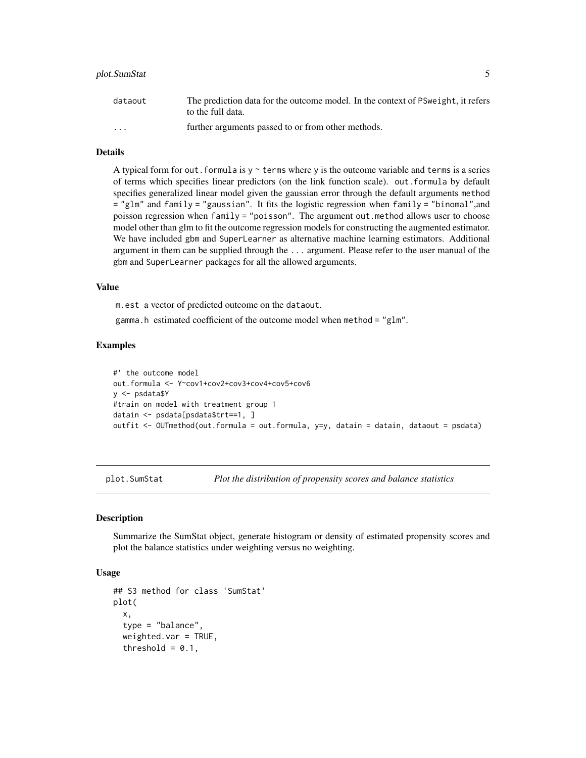| | |
|---|---|
| `dataout` | The prediction data for the outcome model. In the context of `PSweight`, it refers to the full data. |
| `...` | further arguments passed to or from other methods. |

### Details

A typical form for `out.formula` is `y ~ terms` where `y` is the outcome variable and `terms` is a series of terms which specifies linear predictors (on the link function scale). `out.formula` by default specifies generalized linear model given the gaussian error through the default arguments `method = "glm"` and `family = "gaussian"`. It fits the logistic regression when `family = "binomal"`,and poisson regression when `family = "poisson"`. The argument `out.method` allows user to choose model other than glm to fit the outcome regression models for constructing the augmented estimator. We have included `gbm` and `SuperLearner` as alternative machine learning estimators. Additional argument in them can be supplied through the `...` argument. Please refer to the user manual of the `gbm` and `SuperLearner` packages for all the allowed arguments.

### Value

`m.est` a vector of predicted outcome on the `dataout`.

`gamma.h` estimated coefficient of the outcome model when `method = "glm"`.

### Examples

```
#' the outcome model
out.formula <- Y~cov1+cov2+cov3+cov4+cov5+cov6
y <- psdata$Y
#train on model with treatment group 1
datain <- psdata[psdata$trt==1, ]
outfit <- OUTmethod(out.formula = out.formula, y=y, datain = datain, dataout = psdata)
```

---

## `plot.SumStat` — *Plot the distribution of propensity scores and balance statistics*

### Description

Summarize the SumStat object, generate histogram or density of estimated propensity scores and plot the balance statistics under weighting versus no weighting.

### Usage

```
## S3 method for class 'SumStat'
plot(
  x,
  type = "balance",
  weighted.var = TRUE,
  threshold = 0.1,
```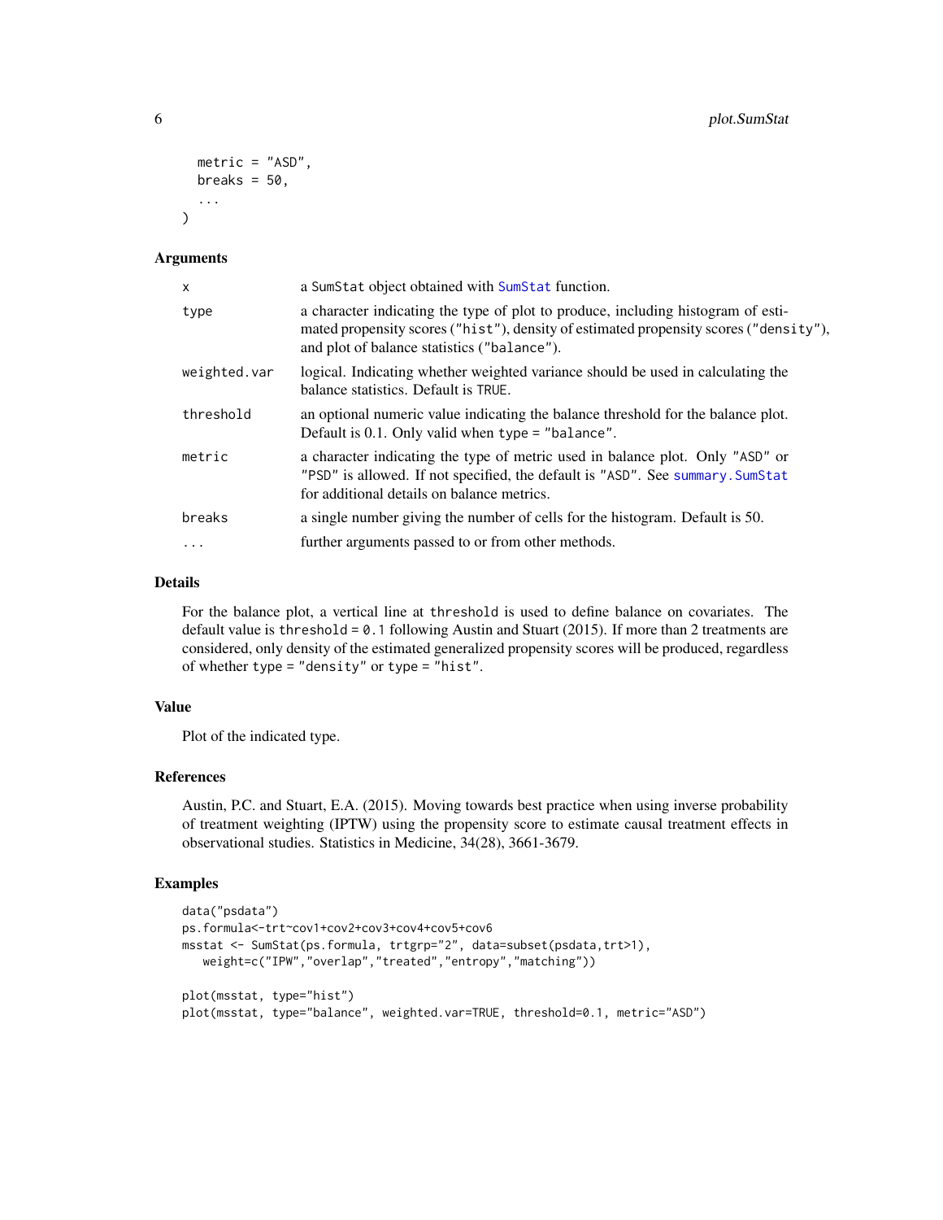```
  metric = "ASD",
  breaks = 50,
  ...
)
```

## Arguments

| | |
|---|---|
| x | a SumStat object obtained with SumStat function. |
| type | a character indicating the type of plot to produce, including histogram of estimated propensity scores ("hist"), density of estimated propensity scores ("density"), and plot of balance statistics ("balance"). |
| weighted.var | logical. Indicating whether weighted variance should be used in calculating the balance statistics. Default is TRUE. |
| threshold | an optional numeric value indicating the balance threshold for the balance plot. Default is 0.1. Only valid when type = "balance". |
| metric | a character indicating the type of metric used in balance plot. Only "ASD" or "PSD" is allowed. If not specified, the default is "ASD". See summary.SumStat for additional details on balance metrics. |
| breaks | a single number giving the number of cells for the histogram. Default is 50. |
| ... | further arguments passed to or from other methods. |

## Details

For the balance plot, a vertical line at threshold is used to define balance on covariates. The default value is threshold = 0.1 following Austin and Stuart (2015). If more than 2 treatments are considered, only density of the estimated generalized propensity scores will be produced, regardless of whether type = "density" or type = "hist".

## Value

Plot of the indicated type.

## References

Austin, P.C. and Stuart, E.A. (2015). Moving towards best practice when using inverse probability of treatment weighting (IPTW) using the propensity score to estimate causal treatment effects in observational studies. Statistics in Medicine, 34(28), 3661-3679.

## Examples

```
data("psdata")
ps.formula<-trt~cov1+cov2+cov3+cov4+cov5+cov6
msstat <- SumStat(ps.formula, trtgrp="2", data=subset(psdata,trt>1),
   weight=c("IPW","overlap","treated","entropy","matching"))

plot(msstat, type="hist")
plot(msstat, type="balance", weighted.var=TRUE, threshold=0.1, metric="ASD")
```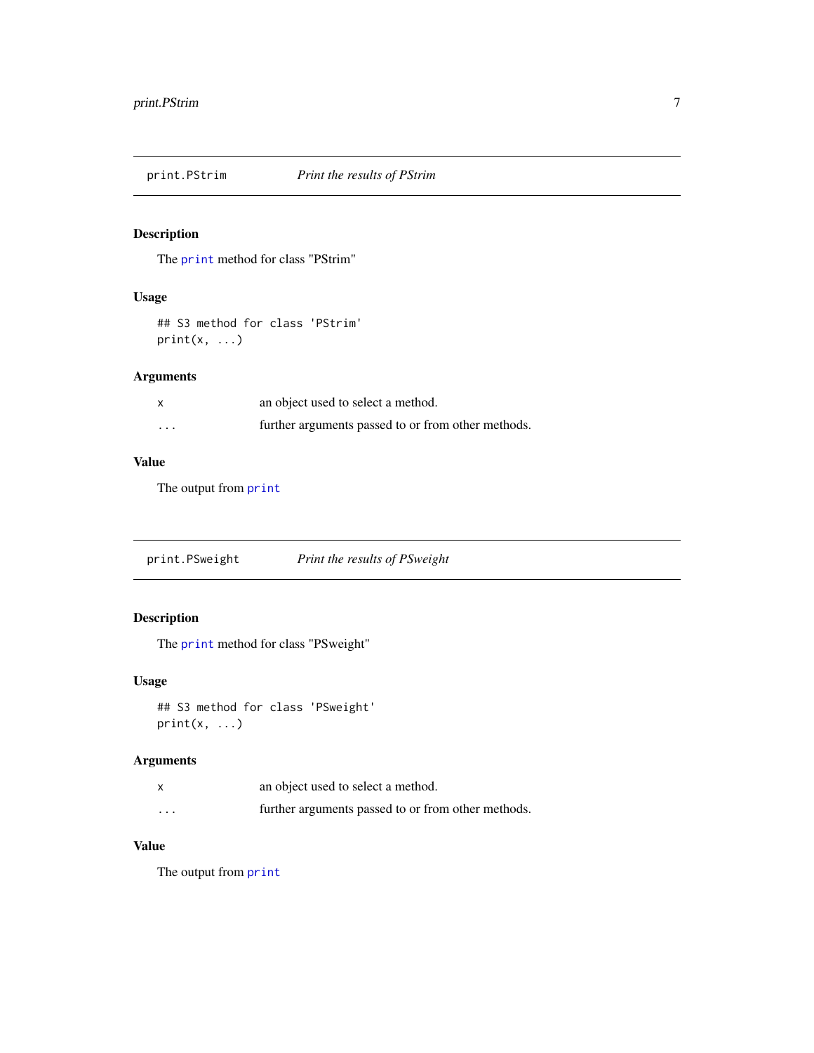## print.PStrim — *Print the results of PStrim*

### Description

The print method for class "PStrim"

### Usage

```
## S3 method for class 'PStrim'
print(x, ...)
```

### Arguments

| | |
|---|---|
| x | an object used to select a method. |
| ... | further arguments passed to or from other methods. |

### Value

The output from print

## print.PSweight — *Print the results of PSweight*

### Description

The print method for class "PSweight"

### Usage

```
## S3 method for class 'PSweight'
print(x, ...)
```

### Arguments

| | |
|---|---|
| x | an object used to select a method. |
| ... | further arguments passed to or from other methods. |

### Value

The output from print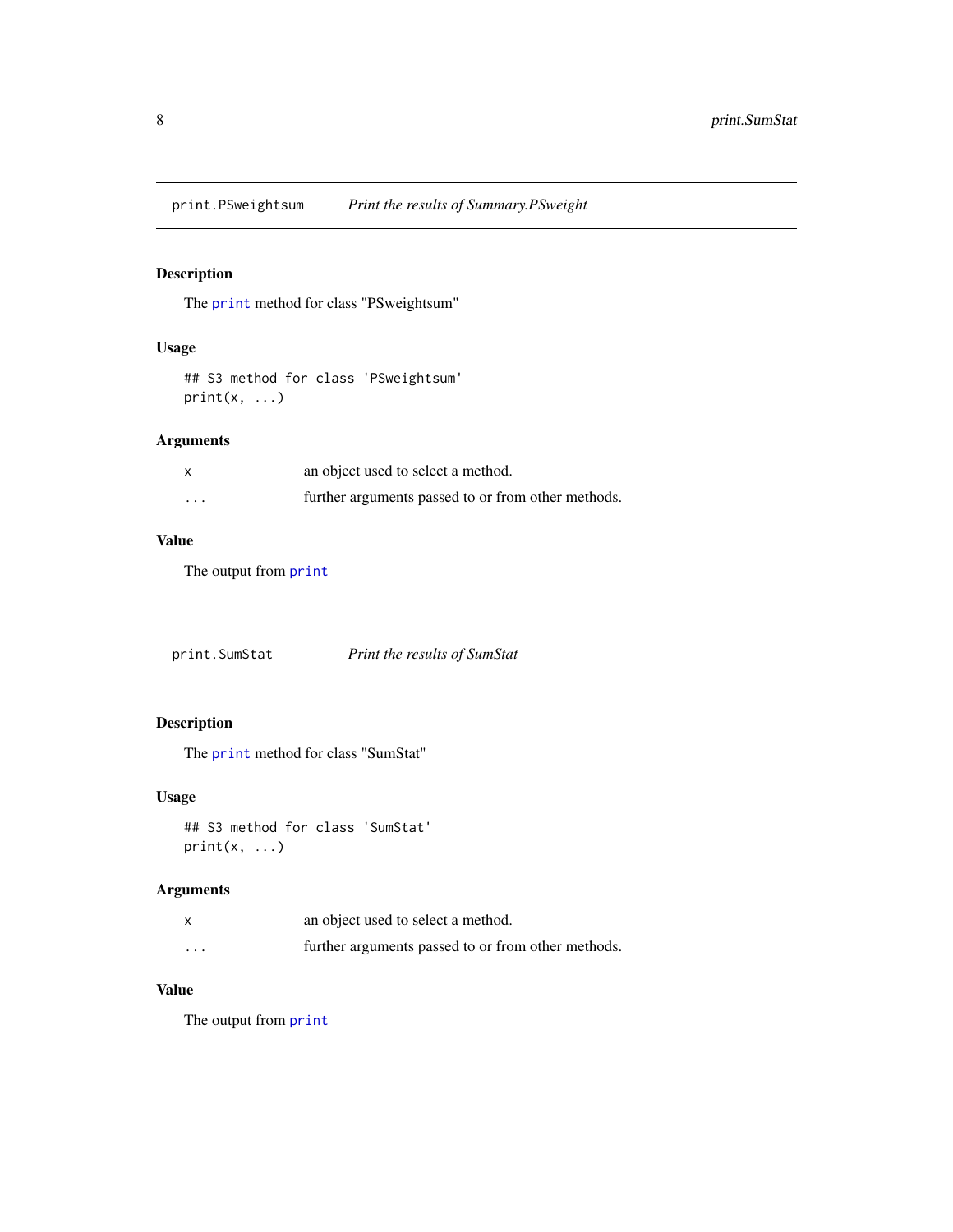## print.PSweightsum    *Print the results of Summary.PSweight*

### Description

The `print` method for class "PSweightsum"

### Usage

```
## S3 method for class 'PSweightsum'
print(x, ...)
```

### Arguments

| | |
|---|---|
| `x` | an object used to select a method. |
| `...` | further arguments passed to or from other methods. |

### Value

The output from `print`

## print.SumStat    *Print the results of SumStat*

### Description

The `print` method for class "SumStat"

### Usage

```
## S3 method for class 'SumStat'
print(x, ...)
```

### Arguments

| | |
|---|---|
| `x` | an object used to select a method. |
| `...` | further arguments passed to or from other methods. |

### Value

The output from `print`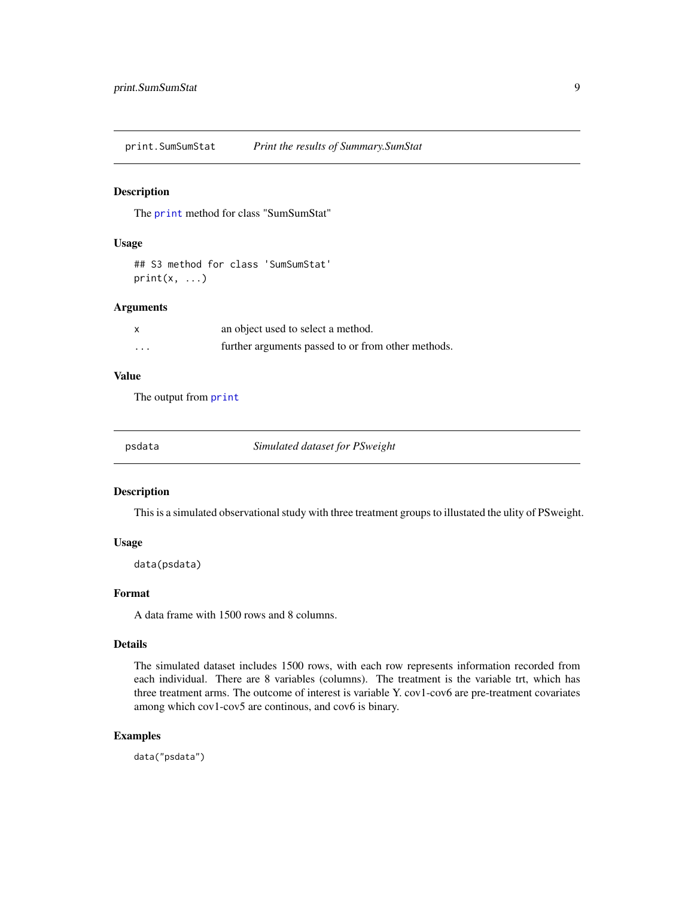## print.SumSumStat — *Print the results of Summary.SumStat*

### Description

The print method for class "SumSumStat"

### Usage

```
## S3 method for class 'SumSumStat'
print(x, ...)
```

### Arguments

| | |
|---|---|
| x | an object used to select a method. |
| ... | further arguments passed to or from other methods. |

### Value

The output from print

## psdata — *Simulated dataset for PSweight*

### Description

This is a simulated observational study with three treatment groups to illustated the ulity of PSweight.

### Usage

```
data(psdata)
```

### Format

A data frame with 1500 rows and 8 columns.

### Details

The simulated dataset includes 1500 rows, with each row represents information recorded from each individual. There are 8 variables (columns). The treatment is the variable trt, which has three treatment arms. The outcome of interest is variable Y. cov1-cov6 are pre-treatment covariates among which cov1-cov5 are continous, and cov6 is binary.

### Examples

```
data("psdata")
```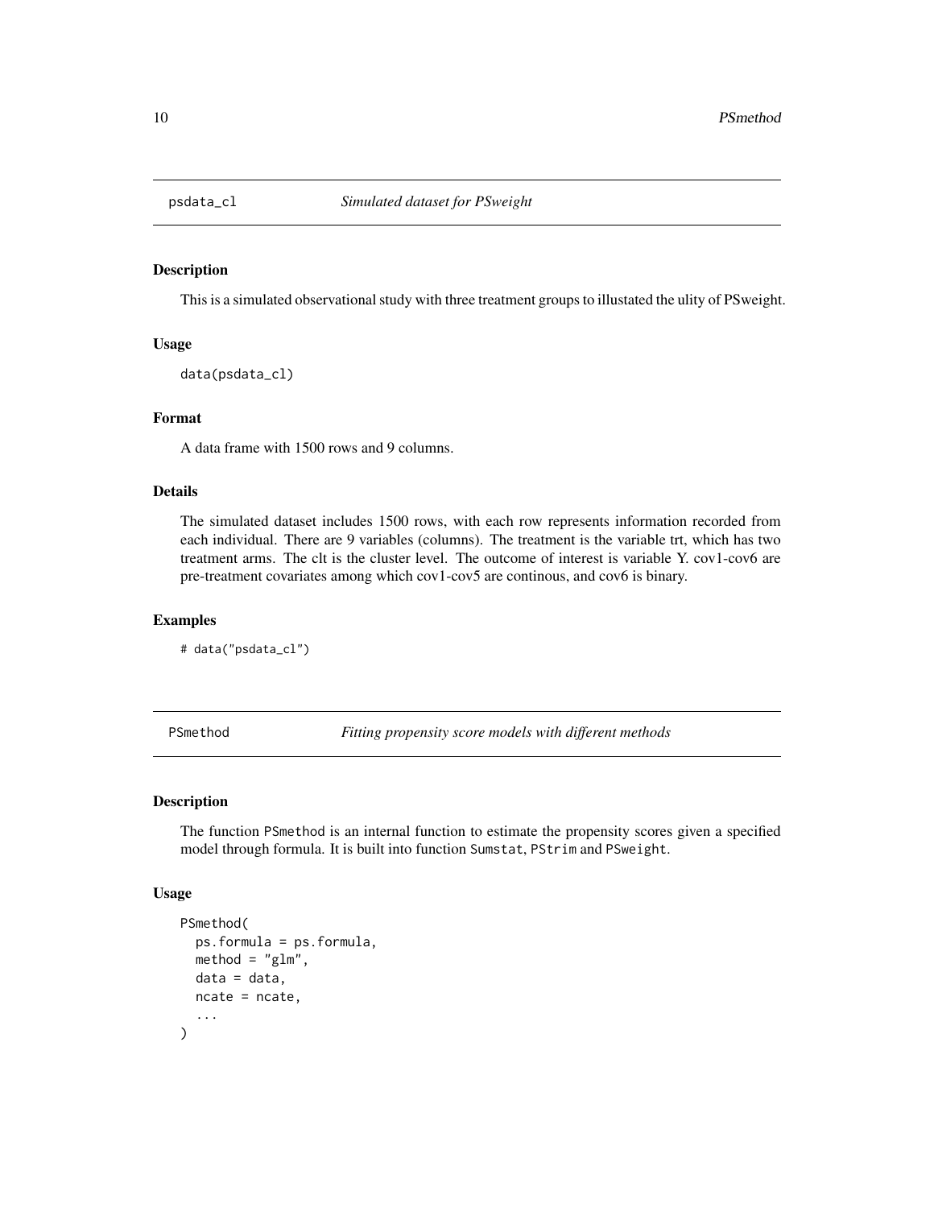## psdata_cl — *Simulated dataset for PSweight*

### Description

This is a simulated observational study with three treatment groups to illustated the ulity of PSweight.

### Usage

```
data(psdata_cl)
```

### Format

A data frame with 1500 rows and 9 columns.

### Details

The simulated dataset includes 1500 rows, with each row represents information recorded from each individual. There are 9 variables (columns). The treatment is the variable trt, which has two treatment arms. The clt is the cluster level. The outcome of interest is variable Y. cov1-cov6 are pre-treatment covariates among which cov1-cov5 are continous, and cov6 is binary.

### Examples

```
# data("psdata_cl")
```

## PSmethod — *Fitting propensity score models with different methods*

### Description

The function `PSmethod` is an internal function to estimate the propensity scores given a specified model through formula. It is built into function `Sumstat`, `PStrim` and `PSweight`.

### Usage

```
PSmethod(
  ps.formula = ps.formula,
  method = "glm",
  data = data,
  ncate = ncate,
  ...
)
```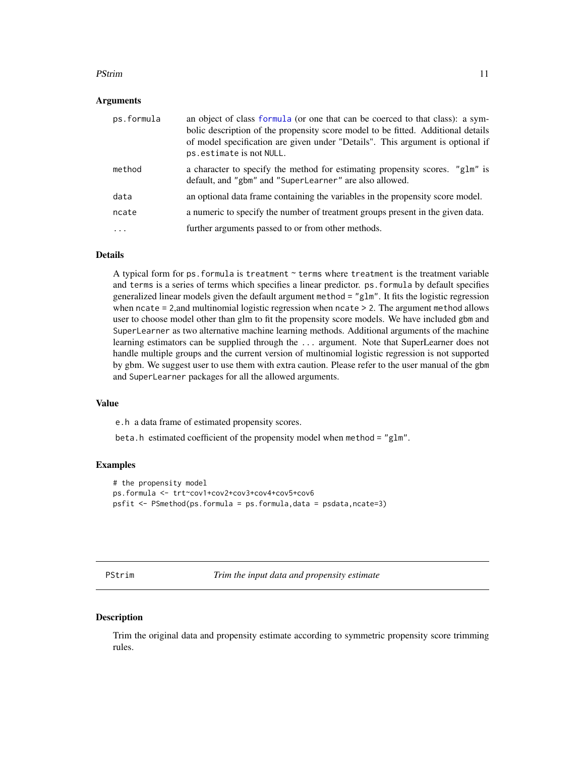### Arguments

| | |
|---|---|
| ps.formula | an object of class formula (or one that can be coerced to that class): a symbolic description of the propensity score model to be fitted. Additional details of model specification are given under "Details". This argument is optional if ps.estimate is not NULL. |
| method | a character to specify the method for estimating propensity scores. "glm" is default, and "gbm" and "SuperLearner" are also allowed. |
| data | an optional data frame containing the variables in the propensity score model. |
| ncate | a numeric to specify the number of treatment groups present in the given data. |
| ... | further arguments passed to or from other methods. |

### Details

A typical form for `ps.formula` is `treatment ~ terms` where `treatment` is the treatment variable and `terms` is a series of terms which specifies a linear predictor. `ps.formula` by default specifies generalized linear models given the default argument `method = "glm"`. It fits the logistic regression when `ncate = 2`,and multinomial logistic regression when `ncate > 2`. The argument `method` allows user to choose model other than glm to fit the propensity score models. We have included `gbm` and `SuperLearner` as two alternative machine learning methods. Additional arguments of the machine learning estimators can be supplied through the `...` argument. Note that SuperLearner does not handle multiple groups and the current version of multinomial logistic regression is not supported by gbm. We suggest user to use them with extra caution. Please refer to the user manual of the `gbm` and `SuperLearner` packages for all the allowed arguments.

### Value

`e.h` a data frame of estimated propensity scores.

`beta.h` estimated coefficient of the propensity model when `method = "glm"`.

### Examples

```
# the propensity model
ps.formula <- trt~cov1+cov2+cov3+cov4+cov5+cov6
psfit <- PSmethod(ps.formula = ps.formula,data = psdata,ncate=3)
```

---

## PStrim *Trim the input data and propensity estimate*

### Description

Trim the original data and propensity estimate according to symmetric propensity score trimming rules.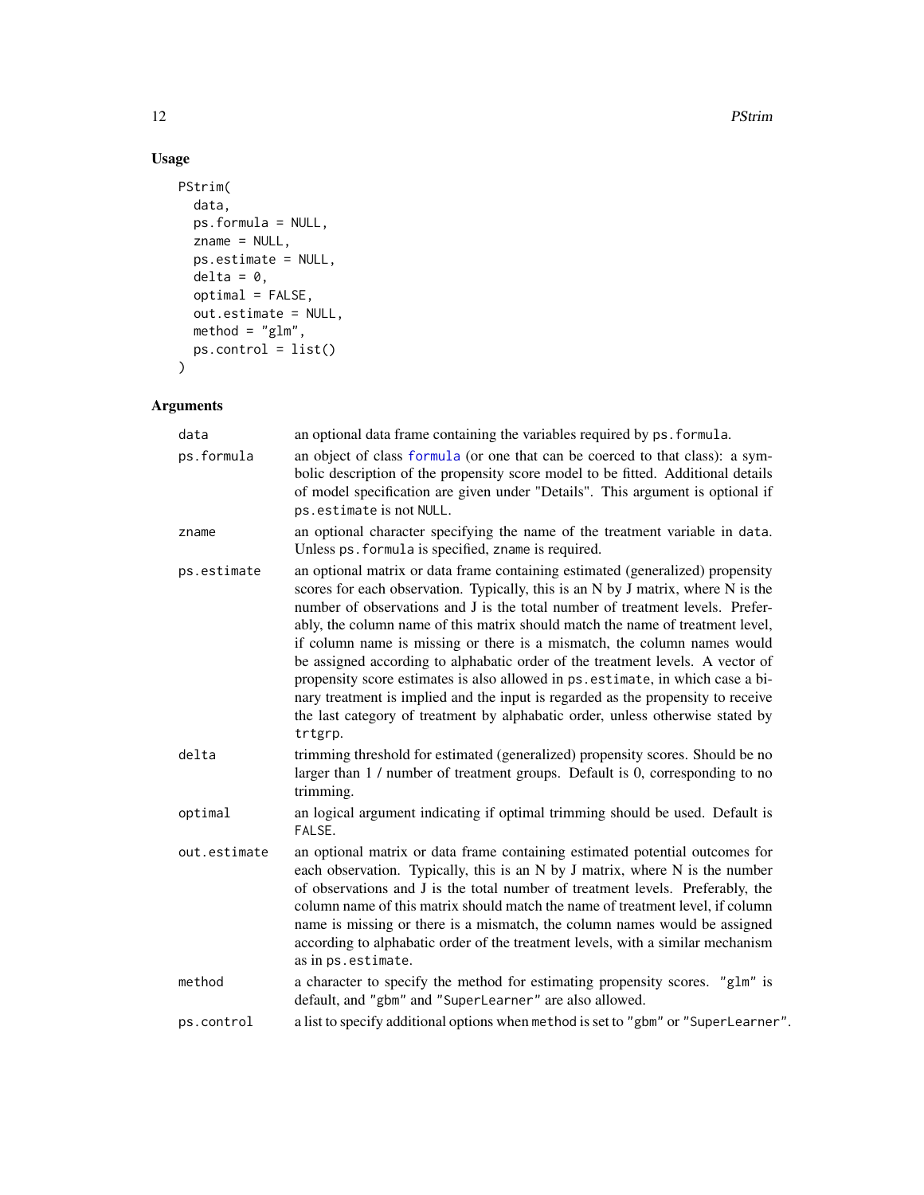## Usage

```
PStrim(
  data,
  ps.formula = NULL,
  zname = NULL,
  ps.estimate = NULL,
  delta = 0,
  optimal = FALSE,
  out.estimate = NULL,
  method = "glm",
  ps.control = list()
)
```

## Arguments

| | |
|---|---|
| data | an optional data frame containing the variables required by ps.formula. |
| ps.formula | an object of class formula (or one that can be coerced to that class): a symbolic description of the propensity score model to be fitted. Additional details of model specification are given under "Details". This argument is optional if ps.estimate is not NULL. |
| zname | an optional character specifying the name of the treatment variable in data. Unless ps.formula is specified, zname is required. |
| ps.estimate | an optional matrix or data frame containing estimated (generalized) propensity scores for each observation. Typically, this is an N by J matrix, where N is the number of observations and J is the total number of treatment levels. Preferably, the column name of this matrix should match the name of treatment level, if column name is missing or there is a mismatch, the column names would be assigned according to alphabatic order of the treatment levels. A vector of propensity score estimates is also allowed in ps.estimate, in which case a binary treatment is implied and the input is regarded as the propensity to receive the last category of treatment by alphabatic order, unless otherwise stated by trtgrp. |
| delta | trimming threshold for estimated (generalized) propensity scores. Should be no larger than 1 / number of treatment groups. Default is 0, corresponding to no trimming. |
| optimal | an logical argument indicating if optimal trimming should be used. Default is FALSE. |
| out.estimate | an optional matrix or data frame containing estimated potential outcomes for each observation. Typically, this is an N by J matrix, where N is the number of observations and J is the total number of treatment levels. Preferably, the column name of this matrix should match the name of treatment level, if column name is missing or there is a mismatch, the column names would be assigned according to alphabatic order of the treatment levels, with a similar mechanism as in ps.estimate. |
| method | a character to specify the method for estimating propensity scores. "glm" is default, and "gbm" and "SuperLearner" are also allowed. |
| ps.control | a list to specify additional options when method is set to "gbm" or "SuperLearner". |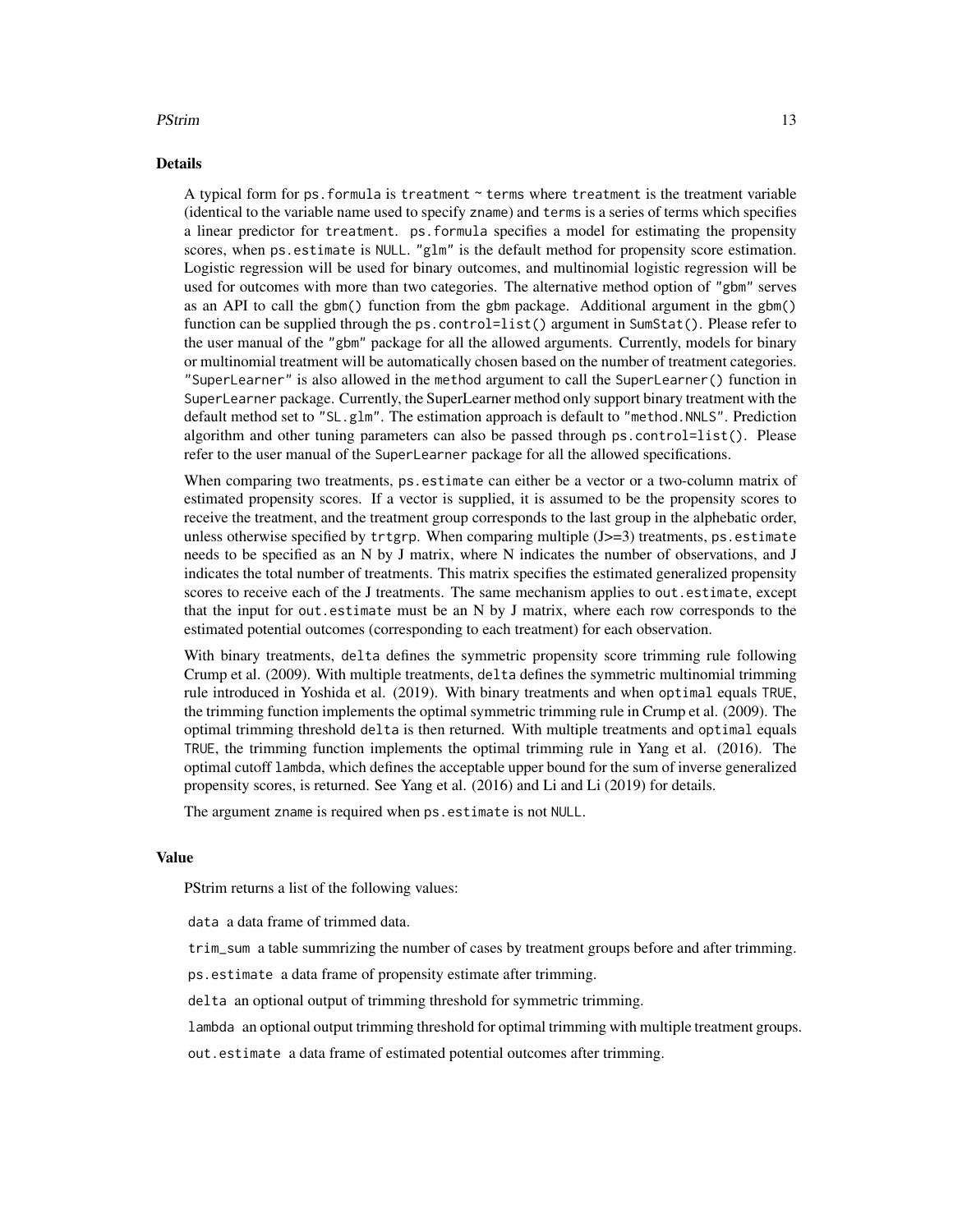## Details

A typical form for `ps.formula` is `treatment ~ terms` where `treatment` is the treatment variable (identical to the variable name used to specify `zname`) and `terms` is a series of terms which specifies a linear predictor for `treatment`. `ps.formula` specifies a model for estimating the propensity scores, when `ps.estimate` is `NULL`. `"glm"` is the default method for propensity score estimation. Logistic regression will be used for binary outcomes, and multinomial logistic regression will be used for outcomes with more than two categories. The alternative method option of `"gbm"` serves as an API to call the `gbm()` function from the `gbm` package. Additional argument in the `gbm()` function can be supplied through the `ps.control=list()` argument in `SumStat()`. Please refer to the user manual of the `"gbm"` package for all the allowed arguments. Currently, models for binary or multinomial treatment will be automatically chosen based on the number of treatment categories. `"SuperLearner"` is also allowed in the `method` argument to call the `SuperLearner()` function in `SuperLearner` package. Currently, the SuperLearner method only support binary treatment with the default method set to `"SL.glm"`. The estimation approach is default to `"method.NNLS"`. Prediction algorithm and other tuning parameters can also be passed through `ps.control=list()`. Please refer to the user manual of the `SuperLearner` package for all the allowed specifications.

When comparing two treatments, `ps.estimate` can either be a vector or a two-column matrix of estimated propensity scores. If a vector is supplied, it is assumed to be the propensity scores to receive the treatment, and the treatment group corresponds to the last group in the alphebatic order, unless otherwise specified by `trtgrp`. When comparing multiple (J>=3) treatments, `ps.estimate` needs to be specified as an N by J matrix, where N indicates the number of observations, and J indicates the total number of treatments. This matrix specifies the estimated generalized propensity scores to receive each of the J treatments. The same mechanism applies to `out.estimate`, except that the input for `out.estimate` must be an N by J matrix, where each row corresponds to the estimated potential outcomes (corresponding to each treatment) for each observation.

With binary treatments, `delta` defines the symmetric propensity score trimming rule following Crump et al. (2009). With multiple treatments, `delta` defines the symmetric multinomial trimming rule introduced in Yoshida et al. (2019). With binary treatments and when `optimal` equals `TRUE`, the trimming function implements the optimal symmetric trimming rule in Crump et al. (2009). The optimal trimming threshold `delta` is then returned. With multiple treatments and `optimal` equals `TRUE`, the trimming function implements the optimal trimming rule in Yang et al. (2016). The optimal cutoff `lambda`, which defines the acceptable upper bound for the sum of inverse generalized propensity scores, is returned. See Yang et al. (2016) and Li and Li (2019) for details.

The argument `zname` is required when `ps.estimate` is not `NULL`.

## Value

PStrim returns a list of the following values:

`data` a data frame of trimmed data.

`trim_sum` a table summrizing the number of cases by treatment groups before and after trimming.

`ps.estimate` a data frame of propensity estimate after trimming.

`delta` an optional output of trimming threshold for symmetric trimming.

`lambda` an optional output trimming threshold for optimal trimming with multiple treatment groups.

`out.estimate` a data frame of estimated potential outcomes after trimming.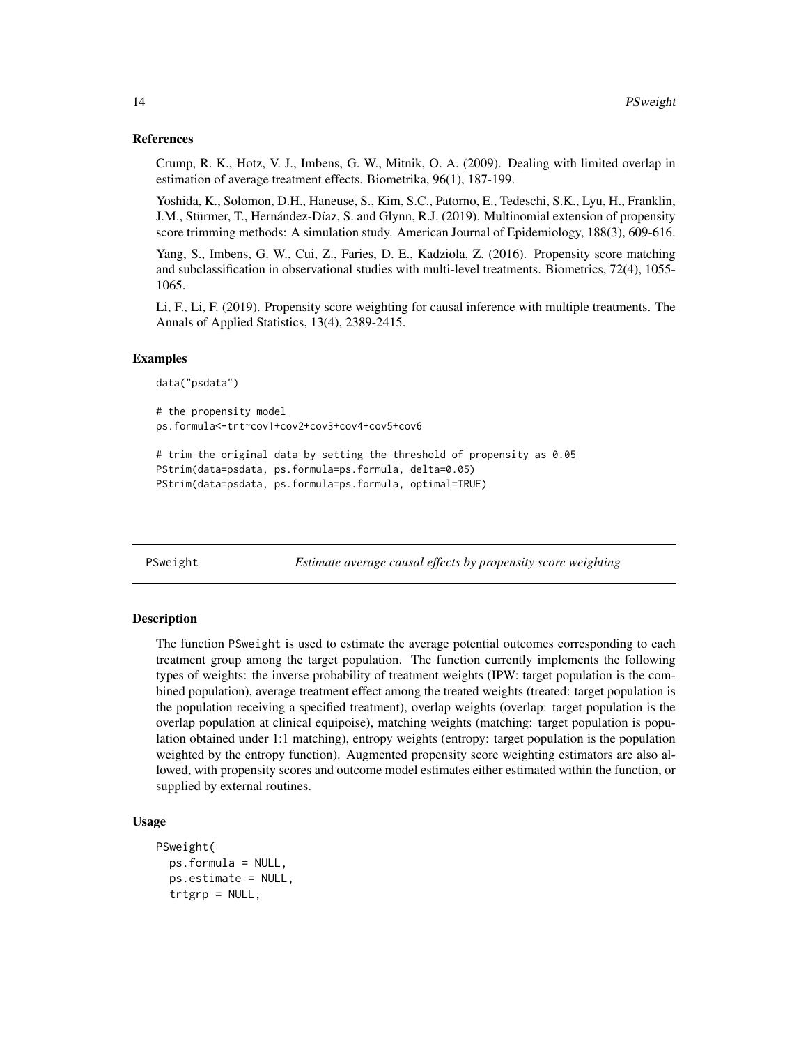### References

Crump, R. K., Hotz, V. J., Imbens, G. W., Mitnik, O. A. (2009). Dealing with limited overlap in estimation of average treatment effects. Biometrika, 96(1), 187-199.

Yoshida, K., Solomon, D.H., Haneuse, S., Kim, S.C., Patorno, E., Tedeschi, S.K., Lyu, H., Franklin, J.M., Stürmer, T., Hernández-Díaz, S. and Glynn, R.J. (2019). Multinomial extension of propensity score trimming methods: A simulation study. American Journal of Epidemiology, 188(3), 609-616.

Yang, S., Imbens, G. W., Cui, Z., Faries, D. E., Kadziola, Z. (2016). Propensity score matching and subclassification in observational studies with multi-level treatments. Biometrics, 72(4), 1055-1065.

Li, F., Li, F. (2019). Propensity score weighting for causal inference with multiple treatments. The Annals of Applied Statistics, 13(4), 2389-2415.

### Examples

```
data("psdata")

# the propensity model
ps.formula<-trt~cov1+cov2+cov3+cov4+cov5+cov6

# trim the original data by setting the threshold of propensity as 0.05
PStrim(data=psdata, ps.formula=ps.formula, delta=0.05)
PStrim(data=psdata, ps.formula=ps.formula, optimal=TRUE)
```

---

## PSweight — *Estimate average causal effects by propensity score weighting*

---

### Description

The function PSweight is used to estimate the average potential outcomes corresponding to each treatment group among the target population. The function currently implements the following types of weights: the inverse probability of treatment weights (IPW: target population is the combined population), average treatment effect among the treated weights (treated: target population is the population receiving a specified treatment), overlap weights (overlap: target population is the overlap population at clinical equipoise), matching weights (matching: target population is population obtained under 1:1 matching), entropy weights (entropy: target population is the population weighted by the entropy function). Augmented propensity score weighting estimators are also allowed, with propensity scores and outcome model estimates either estimated within the function, or supplied by external routines.

### Usage

```
PSweight(
  ps.formula = NULL,
  ps.estimate = NULL,
  trtgrp = NULL,
```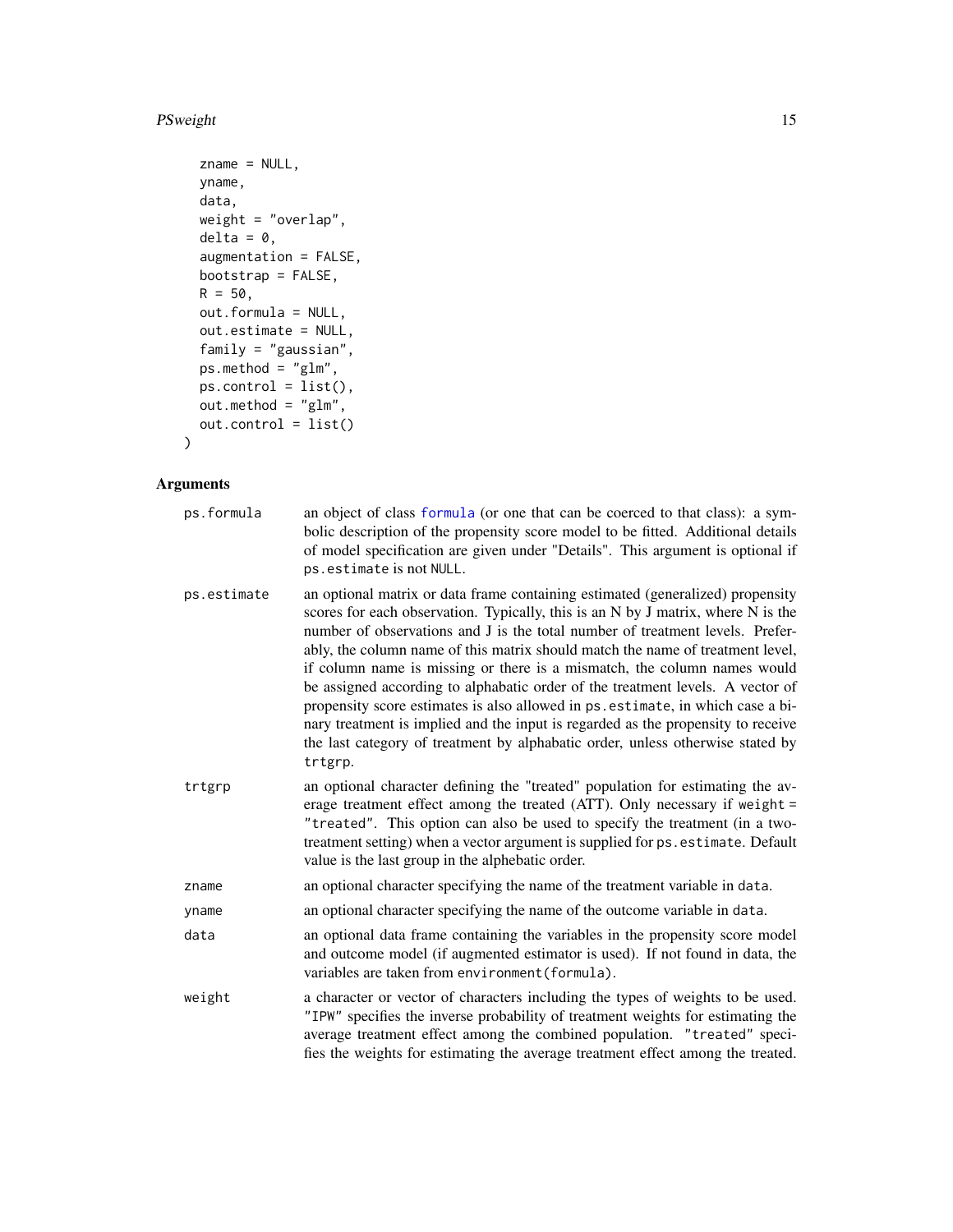```
  zname = NULL,
  yname,
  data,
  weight = "overlap",
  delta = 0,
  augmentation = FALSE,
  bootstrap = FALSE,
  R = 50,
  out.formula = NULL,
  out.estimate = NULL,
  family = "gaussian",
  ps.method = "glm",
  ps.control = list(),
  out.method = "glm",
  out.control = list()
)
```

## Arguments

| | |
|---|---|
| `ps.formula` | an object of class `formula` (or one that can be coerced to that class): a symbolic description of the propensity score model to be fitted. Additional details of model specification are given under "Details". This argument is optional if `ps.estimate` is not `NULL`. |
| `ps.estimate` | an optional matrix or data frame containing estimated (generalized) propensity scores for each observation. Typically, this is an N by J matrix, where N is the number of observations and J is the total number of treatment levels. Preferably, the column name of this matrix should match the name of treatment level, if column name is missing or there is a mismatch, the column names would be assigned according to alphabatic order of the treatment levels. A vector of propensity score estimates is also allowed in `ps.estimate`, in which case a binary treatment is implied and the input is regarded as the propensity to receive the last category of treatment by alphabatic order, unless otherwise stated by `trtgrp`. |
| `trtgrp` | an optional character defining the "treated" population for estimating the average treatment effect among the treated (ATT). Only necessary if `weight = "treated"`. This option can also be used to specify the treatment (in a two-treatment setting) when a vector argument is supplied for `ps.estimate`. Default value is the last group in the alphebatic order. |
| `zname` | an optional character specifying the name of the treatment variable in `data`. |
| `yname` | an optional character specifying the name of the outcome variable in `data`. |
| `data` | an optional data frame containing the variables in the propensity score model and outcome model (if augmented estimator is used). If not found in data, the variables are taken from `environment(formula)`. |
| `weight` | a character or vector of characters including the types of weights to be used. `"IPW"` specifies the inverse probability of treatment weights for estimating the average treatment effect among the combined population. `"treated"` specifies the weights for estimating the average treatment effect among the treated. |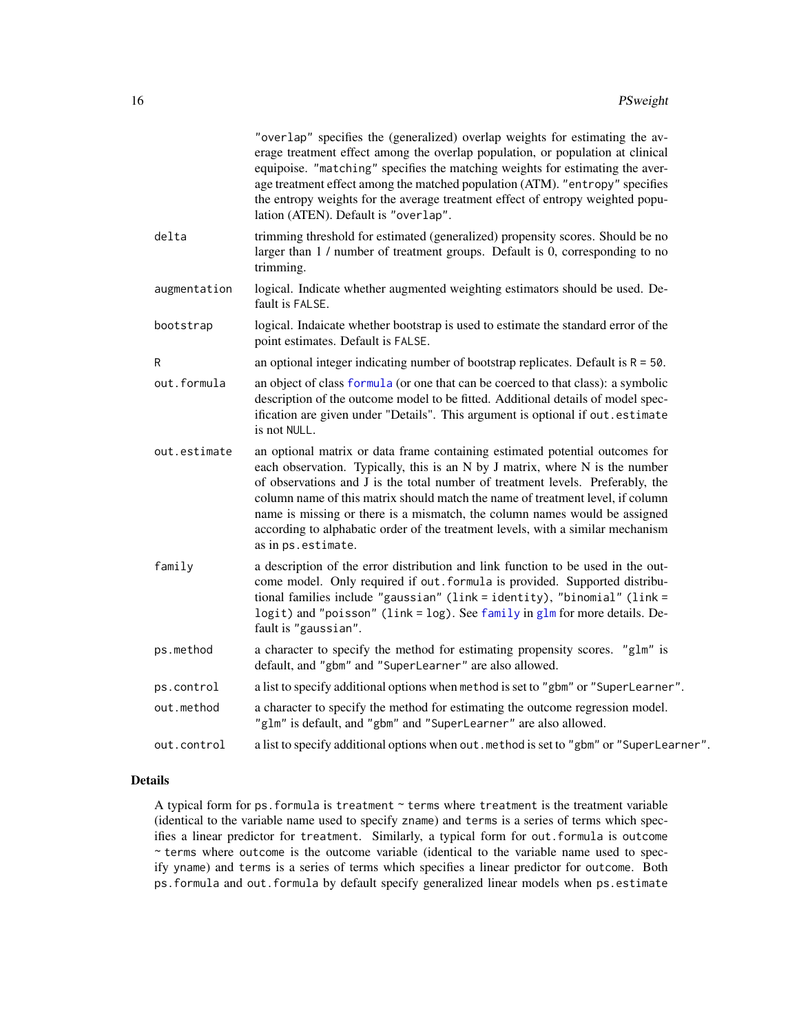"overlap" specifies the (generalized) overlap weights for estimating the average treatment effect among the overlap population, or population at clinical equipoise. "matching" specifies the matching weights for estimating the average treatment effect among the matched population (ATM). "entropy" specifies the entropy weights for the average treatment effect of entropy weighted population (ATEN). Default is "overlap".

| | |
|---|---|
| delta | trimming threshold for estimated (generalized) propensity scores. Should be no larger than 1 / number of treatment groups. Default is 0, corresponding to no trimming. |
| augmentation | logical. Indicate whether augmented weighting estimators should be used. Default is FALSE. |
| bootstrap | logical. Indaicate whether bootstrap is used to estimate the standard error of the point estimates. Default is FALSE. |
| R | an optional integer indicating number of bootstrap replicates. Default is R = 50. |
| out.formula | an object of class formula (or one that can be coerced to that class): a symbolic description of the outcome model to be fitted. Additional details of model specification are given under "Details". This argument is optional if out.estimate is not NULL. |
| out.estimate | an optional matrix or data frame containing estimated potential outcomes for each observation. Typically, this is an N by J matrix, where N is the number of observations and J is the total number of treatment levels. Preferably, the column name of this matrix should match the name of treatment level, if column name is missing or there is a mismatch, the column names would be assigned according to alphabatic order of the treatment levels, with a similar mechanism as in ps.estimate. |
| family | a description of the error distribution and link function to be used in the outcome model. Only required if out.formula is provided. Supported distributional families include "gaussian" (link = identity), "binomial" (link = logit) and "poisson" (link = log). See family in glm for more details. Default is "gaussian". |
| ps.method | a character to specify the method for estimating propensity scores. "glm" is default, and "gbm" and "SuperLearner" are also allowed. |
| ps.control | a list to specify additional options when method is set to "gbm" or "SuperLearner". |
| out.method | a character to specify the method for estimating the outcome regression model. "glm" is default, and "gbm" and "SuperLearner" are also allowed. |
| out.control | a list to specify additional options when out.method is set to "gbm" or "SuperLearner". |

## Details

A typical form for ps.formula is treatment ~ terms where treatment is the treatment variable (identical to the variable name used to specify zname) and terms is a series of terms which specifies a linear predictor for treatment. Similarly, a typical form for out.formula is outcome ~ terms where outcome is the outcome variable (identical to the variable name used to specify yname) and terms is a series of terms which specifies a linear predictor for outcome. Both ps.formula and out.formula by default specify generalized linear models when ps.estimate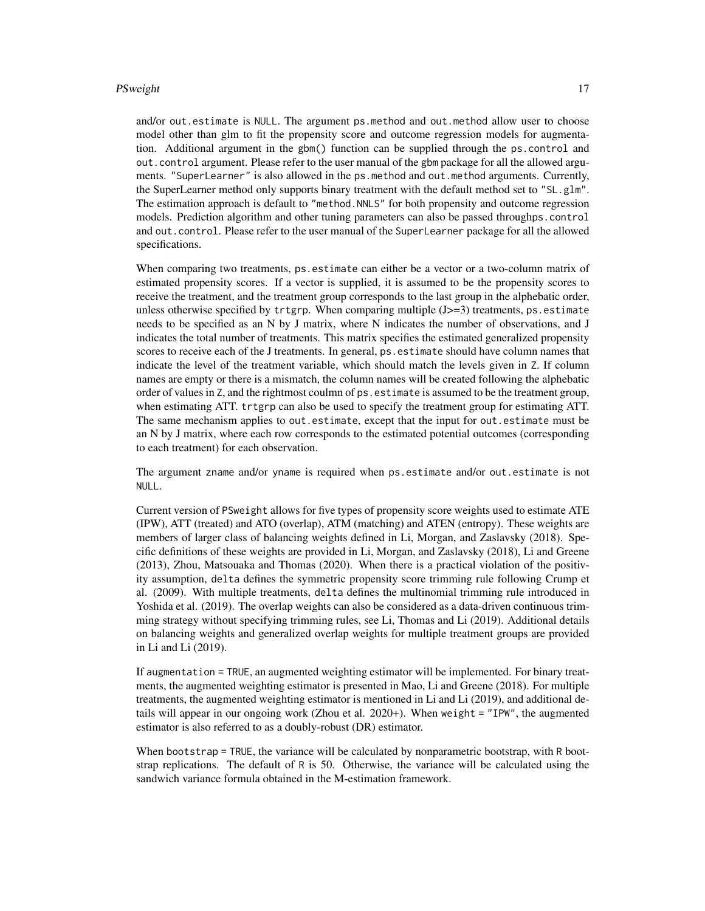and/or out.estimate is NULL. The argument ps.method and out.method allow user to choose model other than glm to fit the propensity score and outcome regression models for augmentation. Additional argument in the gbm() function can be supplied through the ps.control and out.control argument. Please refer to the user manual of the gbm package for all the allowed arguments. "SuperLearner" is also allowed in the ps.method and out.method arguments. Currently, the SuperLearner method only supports binary treatment with the default method set to "SL.glm". The estimation approach is default to "method.NNLS" for both propensity and outcome regression models. Prediction algorithm and other tuning parameters can also be passed throughps.control and out.control. Please refer to the user manual of the SuperLearner package for all the allowed specifications.

When comparing two treatments, ps.estimate can either be a vector or a two-column matrix of estimated propensity scores. If a vector is supplied, it is assumed to be the propensity scores to receive the treatment, and the treatment group corresponds to the last group in the alphebatic order, unless otherwise specified by trtgrp. When comparing multiple (J>=3) treatments, ps.estimate needs to be specified as an N by J matrix, where N indicates the number of observations, and J indicates the total number of treatments. This matrix specifies the estimated generalized propensity scores to receive each of the J treatments. In general, ps.estimate should have column names that indicate the level of the treatment variable, which should match the levels given in Z. If column names are empty or there is a mismatch, the column names will be created following the alphebatic order of values in Z, and the rightmost coulmn of ps.estimate is assumed to be the treatment group, when estimating ATT. trtgrp can also be used to specify the treatment group for estimating ATT. The same mechanism applies to out.estimate, except that the input for out.estimate must be an N by J matrix, where each row corresponds to the estimated potential outcomes (corresponding to each treatment) for each observation.

The argument zname and/or yname is required when ps.estimate and/or out.estimate is not NULL.

Current version of PSweight allows for five types of propensity score weights used to estimate ATE (IPW), ATT (treated) and ATO (overlap), ATM (matching) and ATEN (entropy). These weights are members of larger class of balancing weights defined in Li, Morgan, and Zaslavsky (2018). Specific definitions of these weights are provided in Li, Morgan, and Zaslavsky (2018), Li and Greene (2013), Zhou, Matsouaka and Thomas (2020). When there is a practical violation of the positivity assumption, delta defines the symmetric propensity score trimming rule following Crump et al. (2009). With multiple treatments, delta defines the multinomial trimming rule introduced in Yoshida et al. (2019). The overlap weights can also be considered as a data-driven continuous trimming strategy without specifying trimming rules, see Li, Thomas and Li (2019). Additional details on balancing weights and generalized overlap weights for multiple treatment groups are provided in Li and Li (2019).

If augmentation = TRUE, an augmented weighting estimator will be implemented. For binary treatments, the augmented weighting estimator is presented in Mao, Li and Greene (2018). For multiple treatments, the augmented weighting estimator is mentioned in Li and Li (2019), and additional details will appear in our ongoing work (Zhou et al. 2020+). When weight = "IPW", the augmented estimator is also referred to as a doubly-robust (DR) estimator.

When bootstrap = TRUE, the variance will be calculated by nonparametric bootstrap, with R bootstrap replications. The default of R is 50. Otherwise, the variance will be calculated using the sandwich variance formula obtained in the M-estimation framework.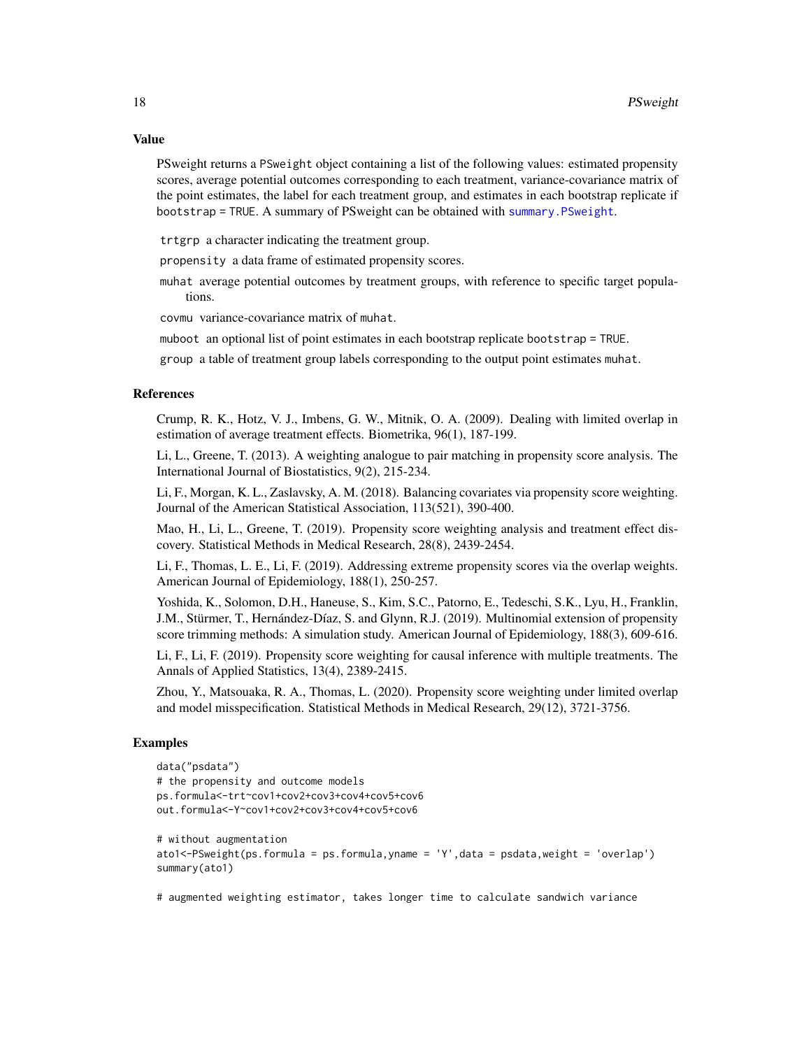### Value

PSweight returns a PSweight object containing a list of the following values: estimated propensity scores, average potential outcomes corresponding to each treatment, variance-covariance matrix of the point estimates, the label for each treatment group, and estimates in each bootstrap replicate if bootstrap = TRUE. A summary of PSweight can be obtained with summary.PSweight.

- trtgrp a character indicating the treatment group.
- propensity a data frame of estimated propensity scores.
- muhat average potential outcomes by treatment groups, with reference to specific target populations.
- covmu variance-covariance matrix of muhat.
- muboot an optional list of point estimates in each bootstrap replicate bootstrap = TRUE.
- group a table of treatment group labels corresponding to the output point estimates muhat.

### References

Crump, R. K., Hotz, V. J., Imbens, G. W., Mitnik, O. A. (2009). Dealing with limited overlap in estimation of average treatment effects. Biometrika, 96(1), 187-199.

Li, L., Greene, T. (2013). A weighting analogue to pair matching in propensity score analysis. The International Journal of Biostatistics, 9(2), 215-234.

Li, F., Morgan, K. L., Zaslavsky, A. M. (2018). Balancing covariates via propensity score weighting. Journal of the American Statistical Association, 113(521), 390-400.

Mao, H., Li, L., Greene, T. (2019). Propensity score weighting analysis and treatment effect discovery. Statistical Methods in Medical Research, 28(8), 2439-2454.

Li, F., Thomas, L. E., Li, F. (2019). Addressing extreme propensity scores via the overlap weights. American Journal of Epidemiology, 188(1), 250-257.

Yoshida, K., Solomon, D.H., Haneuse, S., Kim, S.C., Patorno, E., Tedeschi, S.K., Lyu, H., Franklin, J.M., Stürmer, T., Hernández-Díaz, S. and Glynn, R.J. (2019). Multinomial extension of propensity score trimming methods: A simulation study. American Journal of Epidemiology, 188(3), 609-616.

Li, F., Li, F. (2019). Propensity score weighting for causal inference with multiple treatments. The Annals of Applied Statistics, 13(4), 2389-2415.

Zhou, Y., Matsouaka, R. A., Thomas, L. (2020). Propensity score weighting under limited overlap and model misspecification. Statistical Methods in Medical Research, 29(12), 3721-3756.

### Examples

```
data("psdata")
# the propensity and outcome models
ps.formula<-trt~cov1+cov2+cov3+cov4+cov5+cov6
out.formula<-Y~cov1+cov2+cov3+cov4+cov5+cov6

# without augmentation
ato1<-PSweight(ps.formula = ps.formula,yname = 'Y',data = psdata,weight = 'overlap')
summary(ato1)

# augmented weighting estimator, takes longer time to calculate sandwich variance
```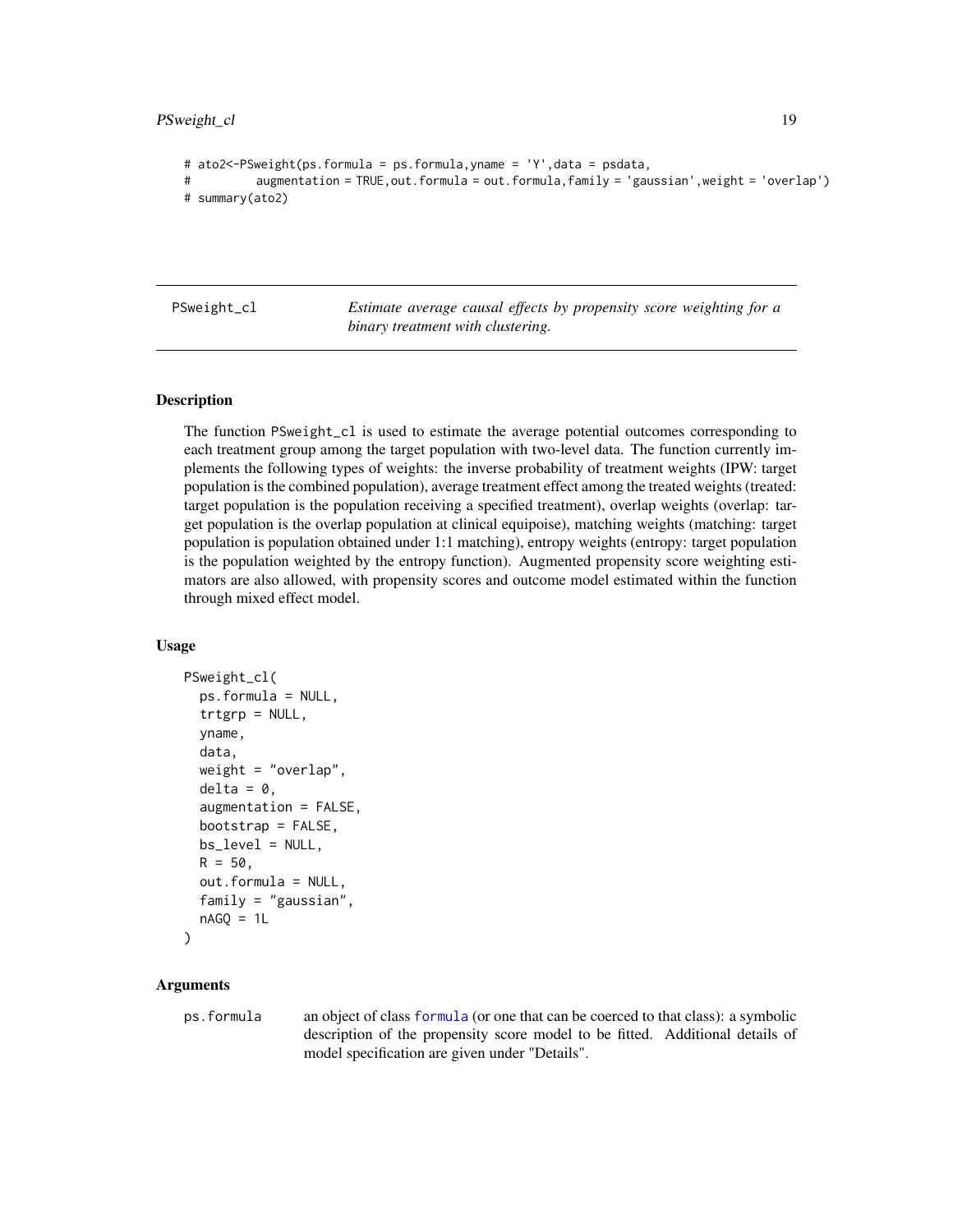```
# ato2<-PSweight(ps.formula = ps.formula,yname = 'Y',data = psdata,
#         augmentation = TRUE,out.formula = out.formula,family = 'gaussian',weight = 'overlap')
# summary(ato2)
```

## PSweight_cl — *Estimate average causal effects by propensity score weighting for a binary treatment with clustering.*

### Description

The function PSweight_cl is used to estimate the average potential outcomes corresponding to each treatment group among the target population with two-level data. The function currently implements the following types of weights: the inverse probability of treatment weights (IPW: target population is the combined population), average treatment effect among the treated weights (treated: target population is the population receiving a specified treatment), overlap weights (overlap: target population is the overlap population at clinical equipoise), matching weights (matching: target population is population obtained under 1:1 matching), entropy weights (entropy: target population is the population weighted by the entropy function). Augmented propensity score weighting estimators are also allowed, with propensity scores and outcome model estimated within the function through mixed effect model.

### Usage

```
PSweight_cl(
  ps.formula = NULL,
  trtgrp = NULL,
  yname,
  data,
  weight = "overlap",
  delta = 0,
  augmentation = FALSE,
  bootstrap = FALSE,
  bs_level = NULL,
  R = 50,
  out.formula = NULL,
  family = "gaussian",
  nAGQ = 1L
)
```

### Arguments

ps.formula — an object of class formula (or one that can be coerced to that class): a symbolic description of the propensity score model to be fitted. Additional details of model specification are given under "Details".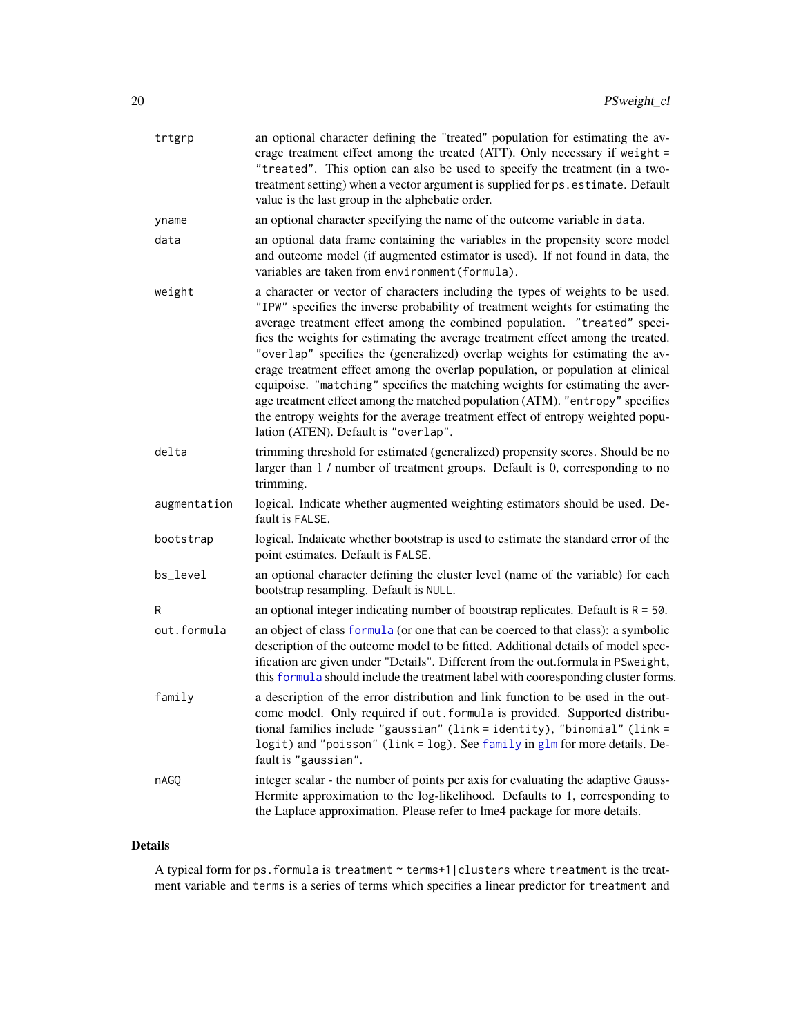| | |
|---|---|
| `trtgrp` | an optional character defining the "treated" population for estimating the average treatment effect among the treated (ATT). Only necessary if `weight = "treated"`. This option can also be used to specify the treatment (in a two-treatment setting) when a vector argument is supplied for `ps.estimate`. Default value is the last group in the alphebatic order. |
| `yname` | an optional character specifying the name of the outcome variable in `data`. |
| `data` | an optional data frame containing the variables in the propensity score model and outcome model (if augmented estimator is used). If not found in data, the variables are taken from `environment(formula)`. |
| `weight` | a character or vector of characters including the types of weights to be used. `"IPW"` specifies the inverse probability of treatment weights for estimating the average treatment effect among the combined population. `"treated"` specifies the weights for estimating the average treatment effect among the treated. `"overlap"` specifies the (generalized) overlap weights for estimating the average treatment effect among the overlap population, or population at clinical equipoise. `"matching"` specifies the matching weights for estimating the average treatment effect among the matched population (ATM). `"entropy"` specifies the entropy weights for the average treatment effect of entropy weighted population (ATEN). Default is `"overlap"`. |
| `delta` | trimming threshold for estimated (generalized) propensity scores. Should be no larger than 1 / number of treatment groups. Default is 0, corresponding to no trimming. |
| `augmentation` | logical. Indicate whether augmented weighting estimators should be used. Default is `FALSE`. |
| `bootstrap` | logical. Indaicate whether bootstrap is used to estimate the standard error of the point estimates. Default is `FALSE`. |
| `bs_level` | an optional character defining the cluster level (name of the variable) for each bootstrap resampling. Default is `NULL`. |
| `R` | an optional integer indicating number of bootstrap replicates. Default is `R = 50`. |
| `out.formula` | an object of class `formula` (or one that can be coerced to that class): a symbolic description of the outcome model to be fitted. Additional details of model specification are given under "Details". Different from the out.formula in `PSweight`, this `formula` should include the treatment label with cooresponding cluster forms. |
| `family` | a description of the error distribution and link function to be used in the outcome model. Only required if `out.formula` is provided. Supported distributional families include `"gaussian"` (`link = identity`), `"binomial"` (`link = logit`) and `"poisson"` (`link = log`). See `family` in `glm` for more details. Default is `"gaussian"`. |
| `nAGQ` | integer scalar - the number of points per axis for evaluating the adaptive Gauss-Hermite approximation to the log-likelihood. Defaults to 1, corresponding to the Laplace approximation. Please refer to lme4 package for more details. |

## Details

A typical form for `ps.formula` is `treatment ~ terms+1|clusters` where `treatment` is the treatment variable and `terms` is a series of terms which specifies a linear predictor for `treatment` and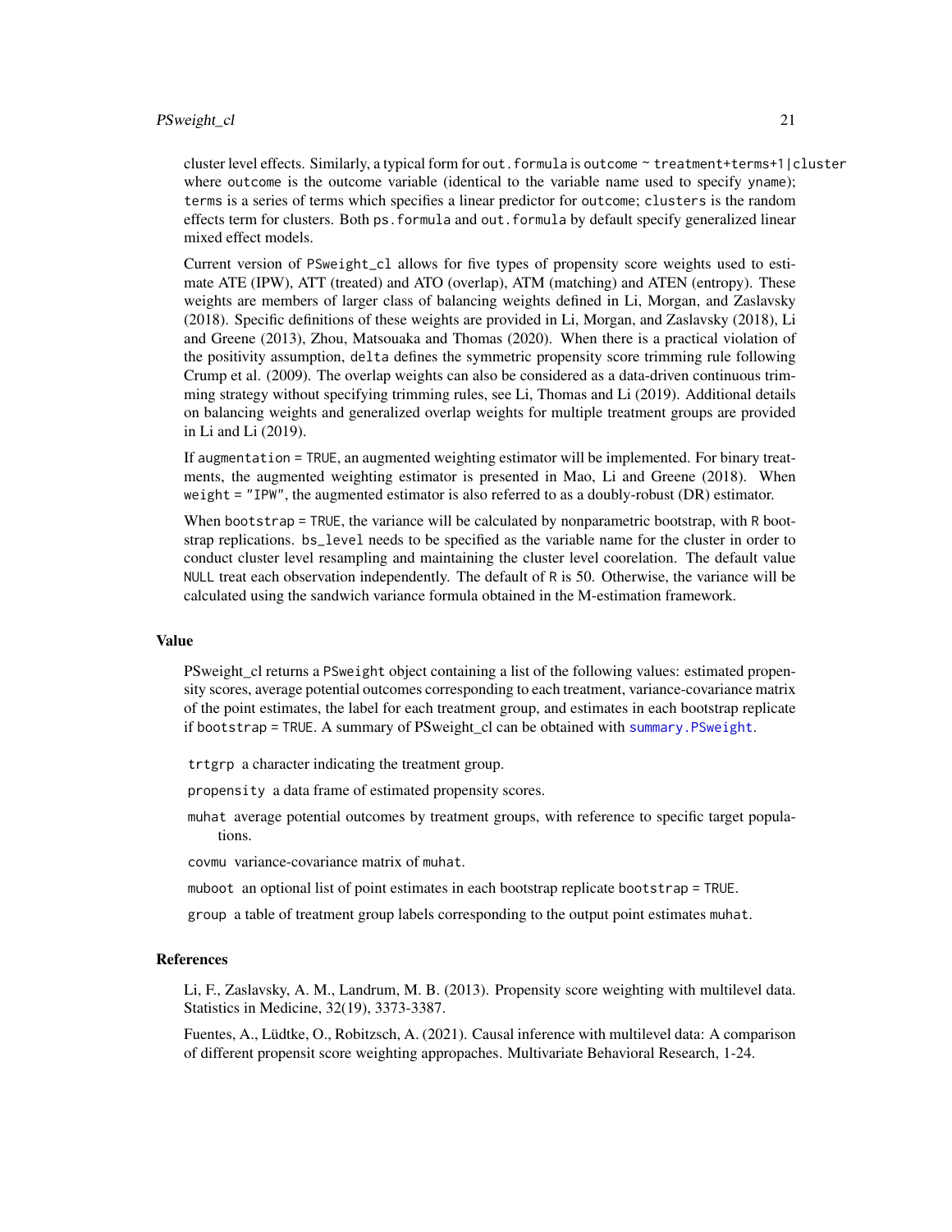cluster level effects. Similarly, a typical form for `out.formula` is `outcome ~ treatment+terms+1|cluster` where `outcome` is the outcome variable (identical to the variable name used to specify `yname`); `terms` is a series of terms which specifies a linear predictor for `outcome`; `clusters` is the random effects term for clusters. Both `ps.formula` and `out.formula` by default specify generalized linear mixed effect models.

Current version of `PSweight_cl` allows for five types of propensity score weights used to estimate ATE (IPW), ATT (treated) and ATO (overlap), ATM (matching) and ATEN (entropy). These weights are members of larger class of balancing weights defined in Li, Morgan, and Zaslavsky (2018). Specific definitions of these weights are provided in Li, Morgan, and Zaslavsky (2018), Li and Greene (2013), Zhou, Matsouaka and Thomas (2020). When there is a practical violation of the positivity assumption, `delta` defines the symmetric propensity score trimming rule following Crump et al. (2009). The overlap weights can also be considered as a data-driven continuous trimming strategy without specifying trimming rules, see Li, Thomas and Li (2019). Additional details on balancing weights and generalized overlap weights for multiple treatment groups are provided in Li and Li (2019).

If `augmentation = TRUE`, an augmented weighting estimator will be implemented. For binary treatments, the augmented weighting estimator is presented in Mao, Li and Greene (2018). When `weight = "IPW"`, the augmented estimator is also referred to as a doubly-robust (DR) estimator.

When `bootstrap = TRUE`, the variance will be calculated by nonparametric bootstrap, with `R` bootstrap replications. `bs_level` needs to be specified as the variable name for the cluster in order to conduct cluster level resampling and maintaining the cluster level coorelation. The default value `NULL` treat each observation independently. The default of `R` is 50. Otherwise, the variance will be calculated using the sandwich variance formula obtained in the M-estimation framework.

### Value

PSweight_cl returns a `PSweight` object containing a list of the following values: estimated propensity scores, average potential outcomes corresponding to each treatment, variance-covariance matrix of the point estimates, the label for each treatment group, and estimates in each bootstrap replicate if `bootstrap = TRUE`. A summary of PSweight_cl can be obtained with `summary.PSweight`.

- `trtgrp` a character indicating the treatment group.
- `propensity` a data frame of estimated propensity scores.
- `muhat` average potential outcomes by treatment groups, with reference to specific target populations.
- `covmu` variance-covariance matrix of `muhat`.
- `muboot` an optional list of point estimates in each bootstrap replicate `bootstrap = TRUE`.
- `group` a table of treatment group labels corresponding to the output point estimates `muhat`.

### References

Li, F., Zaslavsky, A. M., Landrum, M. B. (2013). Propensity score weighting with multilevel data. Statistics in Medicine, 32(19), 3373-3387.

Fuentes, A., Lüdtke, O., Robitzsch, A. (2021). Causal inference with multilevel data: A comparison of different propensit score weighting appropaches. Multivariate Behavioral Research, 1-24.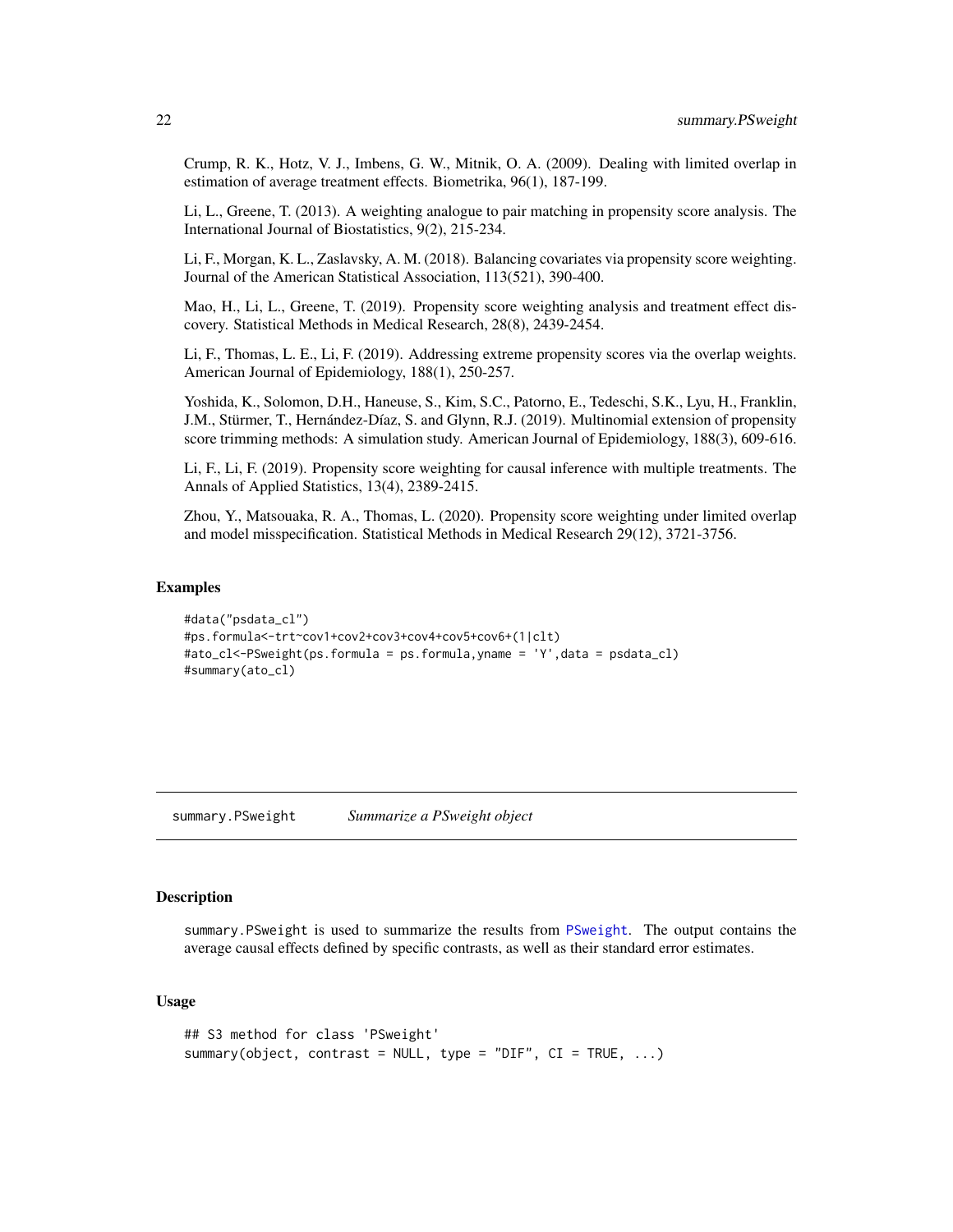Crump, R. K., Hotz, V. J., Imbens, G. W., Mitnik, O. A. (2009). Dealing with limited overlap in estimation of average treatment effects. Biometrika, 96(1), 187-199.

Li, L., Greene, T. (2013). A weighting analogue to pair matching in propensity score analysis. The International Journal of Biostatistics, 9(2), 215-234.

Li, F., Morgan, K. L., Zaslavsky, A. M. (2018). Balancing covariates via propensity score weighting. Journal of the American Statistical Association, 113(521), 390-400.

Mao, H., Li, L., Greene, T. (2019). Propensity score weighting analysis and treatment effect discovery. Statistical Methods in Medical Research, 28(8), 2439-2454.

Li, F., Thomas, L. E., Li, F. (2019). Addressing extreme propensity scores via the overlap weights. American Journal of Epidemiology, 188(1), 250-257.

Yoshida, K., Solomon, D.H., Haneuse, S., Kim, S.C., Patorno, E., Tedeschi, S.K., Lyu, H., Franklin, J.M., Stürmer, T., Hernández-Díaz, S. and Glynn, R.J. (2019). Multinomial extension of propensity score trimming methods: A simulation study. American Journal of Epidemiology, 188(3), 609-616.

Li, F., Li, F. (2019). Propensity score weighting for causal inference with multiple treatments. The Annals of Applied Statistics, 13(4), 2389-2415.

Zhou, Y., Matsouaka, R. A., Thomas, L. (2020). Propensity score weighting under limited overlap and model misspecification. Statistical Methods in Medical Research 29(12), 3721-3756.

## Examples

```
#data("psdata_cl")
#ps.formula<-trt~cov1+cov2+cov3+cov4+cov5+cov6+(1|clt)
#ato_cl<-PSweight(ps.formula = ps.formula,yname = 'Y',data = psdata_cl)
#summary(ato_cl)
```

---

# summary.PSweight *Summarize a PSweight object*

## Description

summary.PSweight is used to summarize the results from PSweight. The output contains the average causal effects defined by specific contrasts, as well as their standard error estimates.

## Usage

```
## S3 method for class 'PSweight'
summary(object, contrast = NULL, type = "DIF", CI = TRUE, ...)
```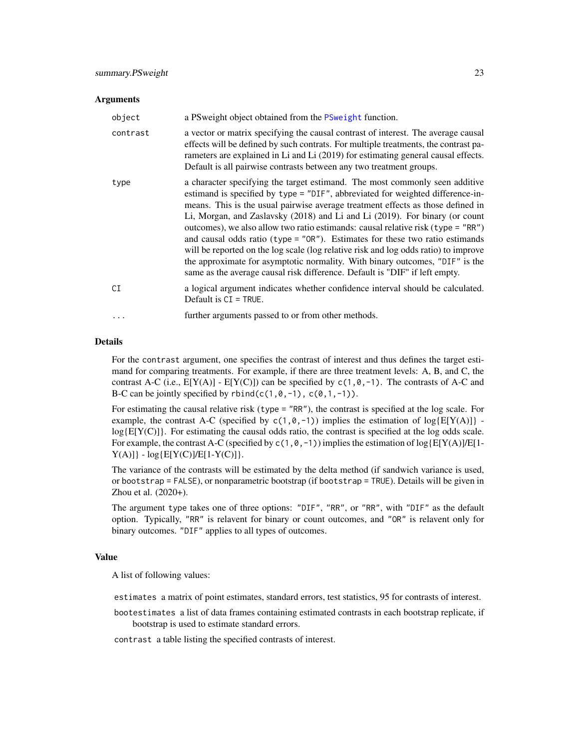### Arguments

| | |
|---|---|
| `object` | a PSweight object obtained from the PSweight function. |
| `contrast` | a vector or matrix specifying the causal contrast of interest. The average causal effects will be defined by such contrasts. For multiple treatments, the contrast parameters are explained in Li and Li (2019) for estimating general causal effects. Default is all pairwise contrasts between any two treatment groups. |
| `type` | a character specifying the target estimand. The most commonly seen additive estimand is specified by `type = "DIF"`, abbreviated for weighted difference-in-means. This is the usual pairwise average treatment effects as those defined in Li, Morgan, and Zaslavsky (2018) and Li and Li (2019). For binary (or count outcomes), we also allow two ratio estimands: causal relative risk (`type = "RR"`) and causal odds ratio (`type = "OR"`). Estimates for these two ratio estimands will be reported on the log scale (log relative risk and log odds ratio) to improve the approximate for asymptotic normality. With binary outcomes, `"DIF"` is the same as the average causal risk difference. Default is "DIF" if left empty. |
| `CI` | a logical argument indicates whether confidence interval should be calculated. Default is `CI = TRUE`. |
| `...` | further arguments passed to or from other methods. |

### Details

For the `contrast` argument, one specifies the contrast of interest and thus defines the target estimand for comparing treatments. For example, if there are three treatment levels: A, B, and C, the contrast A-C (i.e., E[Y(A)] - E[Y(C)]) can be specified by `c(1,0,-1)`. The contrasts of A-C and B-C can be jointly specified by `rbind(c(1,0,-1), c(0,1,-1))`.

For estimating the causal relative risk (`type = "RR"`), the contrast is specified at the log scale. For example, the contrast A-C (specified by `c(1,0,-1)`) implies the estimation of log{E[Y(A)]} - log{E[Y(C)]}. For estimating the causal odds ratio, the contrast is specified at the log odds scale. For example, the contrast A-C (specified by `c(1,0,-1)`) implies the estimation of log{E[Y(A)]/E[1-Y(A)]} - log{E[Y(C)]/E[1-Y(C)]}.

The variance of the contrasts will be estimated by the delta method (if sandwich variance is used, or `bootstrap = FALSE`), or nonparametric bootstrap (if `bootstrap = TRUE`). Details will be given in Zhou et al. (2020+).

The argument `type` takes one of three options: `"DIF"`, `"RR"`, or `"RR"`, with `"DIF"` as the default option. Typically, `"RR"` is relavent for binary or count outcomes, and `"OR"` is relavent only for binary outcomes. `"DIF"` applies to all types of outcomes.

### Value

A list of following values:

`estimates` a matrix of point estimates, standard errors, test statistics, 95 for contrasts of interest.

`bootestimates` a list of data frames containing estimated contrasts in each bootstrap replicate, if bootstrap is used to estimate standard errors.

`contrast` a table listing the specified contrasts of interest.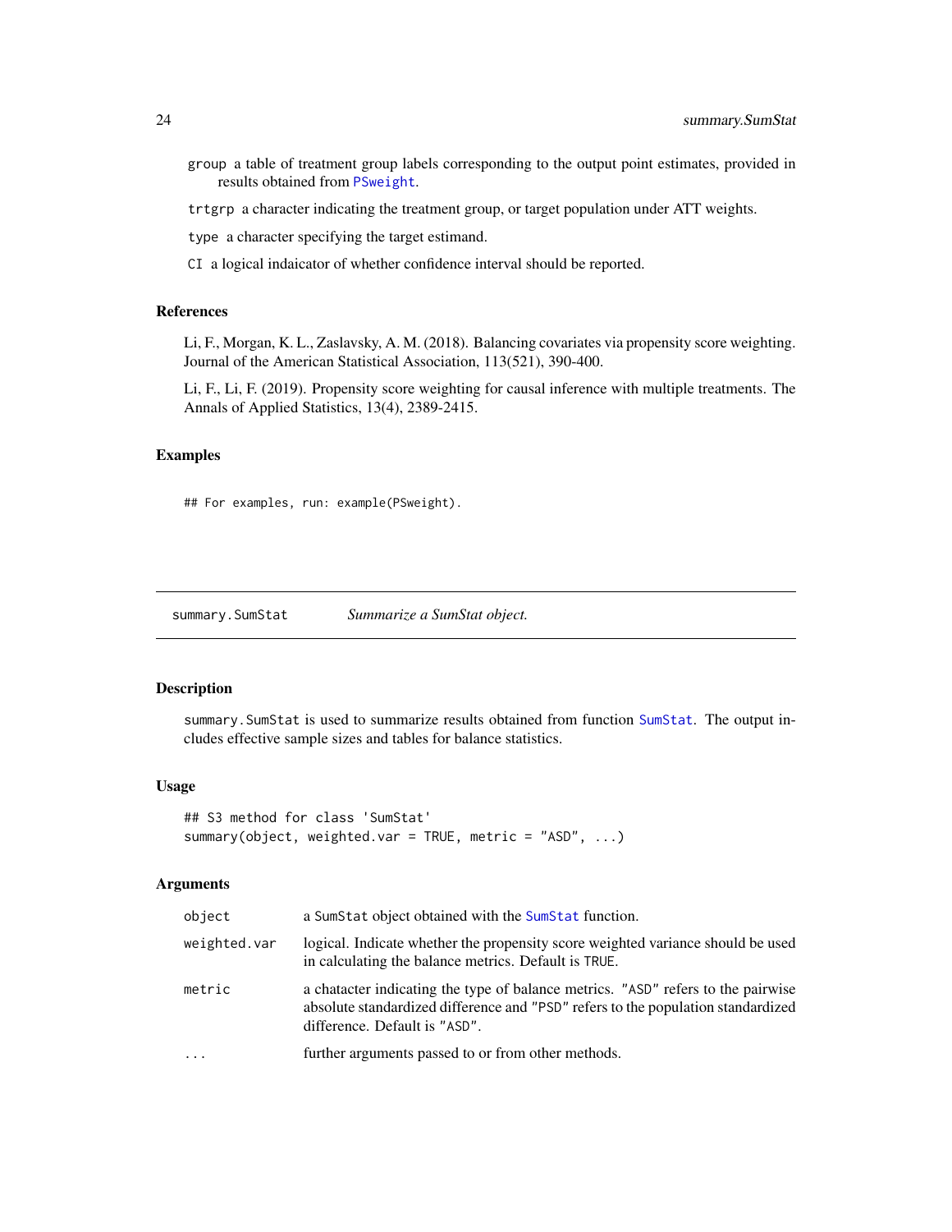group a table of treatment group labels corresponding to the output point estimates, provided in results obtained from PSweight.

trtgrp a character indicating the treatment group, or target population under ATT weights.

type a character specifying the target estimand.

CI a logical indaicator of whether confidence interval should be reported.

### References

Li, F., Morgan, K. L., Zaslavsky, A. M. (2018). Balancing covariates via propensity score weighting. Journal of the American Statistical Association, 113(521), 390-400.

Li, F., Li, F. (2019). Propensity score weighting for causal inference with multiple treatments. The Annals of Applied Statistics, 13(4), 2389-2415.

### Examples

```
## For examples, run: example(PSweight).
```

---

## summary.SumStat *Summarize a SumStat object.*

### Description

summary.SumStat is used to summarize results obtained from function SumStat. The output includes effective sample sizes and tables for balance statistics.

### Usage

```
## S3 method for class 'SumStat'
summary(object, weighted.var = TRUE, metric = "ASD", ...)
```

### Arguments

| | |
|---|---|
| object | a SumStat object obtained with the SumStat function. |
| weighted.var | logical. Indicate whether the propensity score weighted variance should be used in calculating the balance metrics. Default is TRUE. |
| metric | a chatacter indicating the type of balance metrics. "ASD" refers to the pairwise absolute standardized difference and "PSD" refers to the population standardized difference. Default is "ASD". |
| ... | further arguments passed to or from other methods. |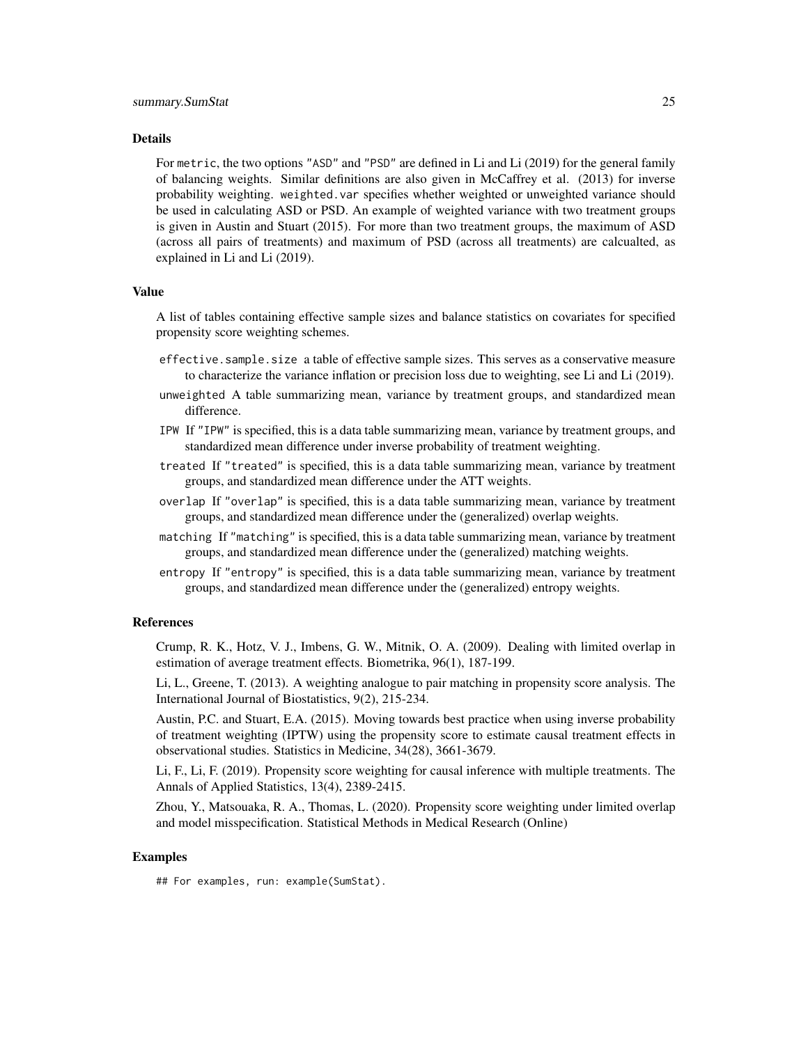## Details

For `metric`, the two options `"ASD"` and `"PSD"` are defined in Li and Li (2019) for the general family of balancing weights. Similar definitions are also given in McCaffrey et al. (2013) for inverse probability weighting. `weighted.var` specifies whether weighted or unweighted variance should be used in calculating ASD or PSD. An example of weighted variance with two treatment groups is given in Austin and Stuart (2015). For more than two treatment groups, the maximum of ASD (across all pairs of treatments) and maximum of PSD (across all treatments) are calcualted, as explained in Li and Li (2019).

## Value

A list of tables containing effective sample sizes and balance statistics on covariates for specified propensity score weighting schemes.

- `effective.sample.size` a table of effective sample sizes. This serves as a conservative measure to characterize the variance inflation or precision loss due to weighting, see Li and Li (2019).
- `unweighted` A table summarizing mean, variance by treatment groups, and standardized mean difference.
- `IPW` If `"IPW"` is specified, this is a data table summarizing mean, variance by treatment groups, and standardized mean difference under inverse probability of treatment weighting.
- `treated` If `"treated"` is specified, this is a data table summarizing mean, variance by treatment groups, and standardized mean difference under the ATT weights.
- `overlap` If `"overlap"` is specified, this is a data table summarizing mean, variance by treatment groups, and standardized mean difference under the (generalized) overlap weights.
- `matching` If `"matching"` is specified, this is a data table summarizing mean, variance by treatment groups, and standardized mean difference under the (generalized) matching weights.
- `entropy` If `"entropy"` is specified, this is a data table summarizing mean, variance by treatment groups, and standardized mean difference under the (generalized) entropy weights.

## References

Crump, R. K., Hotz, V. J., Imbens, G. W., Mitnik, O. A. (2009). Dealing with limited overlap in estimation of average treatment effects. Biometrika, 96(1), 187-199.

Li, L., Greene, T. (2013). A weighting analogue to pair matching in propensity score analysis. The International Journal of Biostatistics, 9(2), 215-234.

Austin, P.C. and Stuart, E.A. (2015). Moving towards best practice when using inverse probability of treatment weighting (IPTW) using the propensity score to estimate causal treatment effects in observational studies. Statistics in Medicine, 34(28), 3661-3679.

Li, F., Li, F. (2019). Propensity score weighting for causal inference with multiple treatments. The Annals of Applied Statistics, 13(4), 2389-2415.

Zhou, Y., Matsouaka, R. A., Thomas, L. (2020). Propensity score weighting under limited overlap and model misspecification. Statistical Methods in Medical Research (Online)

## Examples

```
## For examples, run: example(SumStat).
```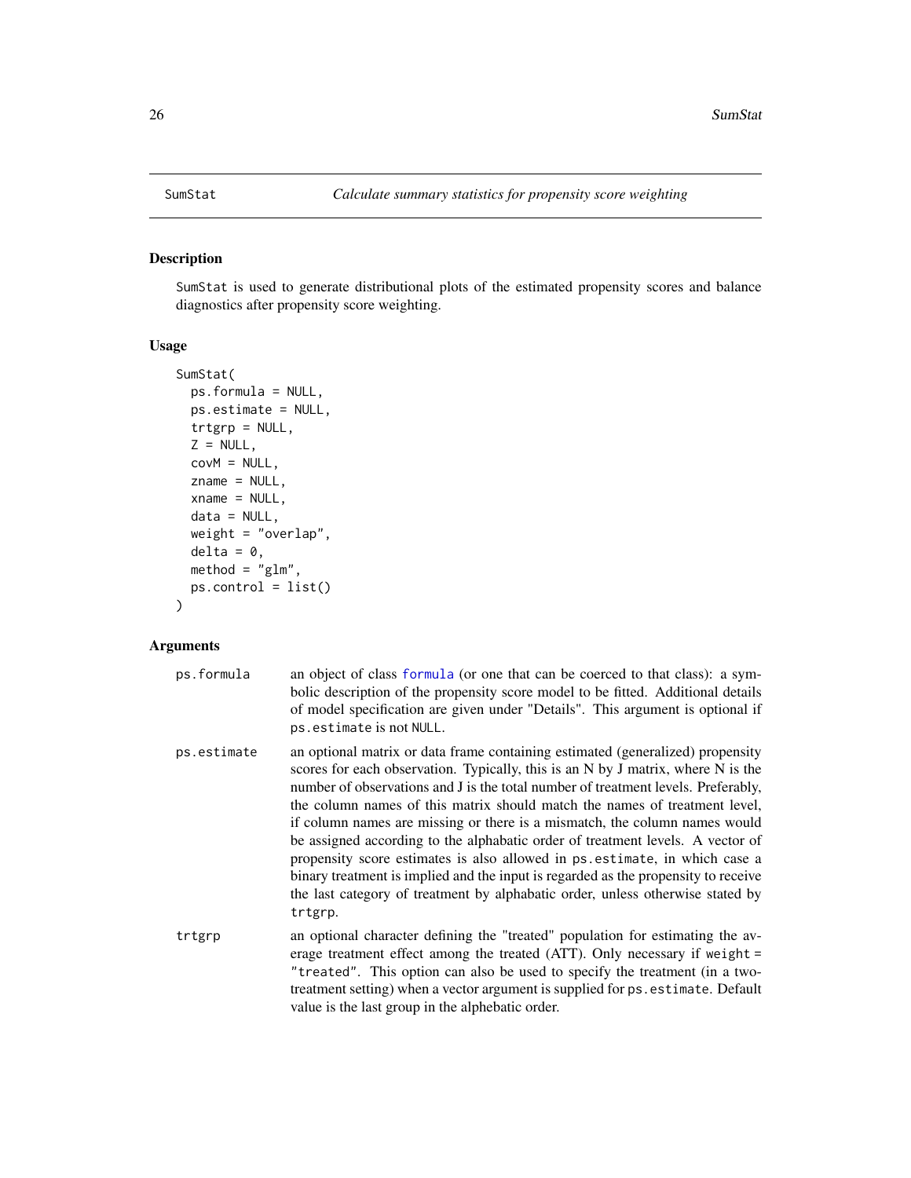SumStat *Calculate summary statistics for propensity score weighting*

## Description

SumStat is used to generate distributional plots of the estimated propensity scores and balance diagnostics after propensity score weighting.

## Usage

```
SumStat(
  ps.formula = NULL,
  ps.estimate = NULL,
  trtgrp = NULL,
  Z = NULL,
  covM = NULL,
  zname = NULL,
  xname = NULL,
  data = NULL,
  weight = "overlap",
  delta = 0,
  method = "glm",
  ps.control = list()
)
```

## Arguments

| | |
|---|---|
| ps.formula | an object of class formula (or one that can be coerced to that class): a symbolic description of the propensity score model to be fitted. Additional details of model specification are given under "Details". This argument is optional if `ps.estimate` is not `NULL`. |
| ps.estimate | an optional matrix or data frame containing estimated (generalized) propensity scores for each observation. Typically, this is an N by J matrix, where N is the number of observations and J is the total number of treatment levels. Preferably, the column names of this matrix should match the names of treatment level, if column names are missing or there is a mismatch, the column names would be assigned according to the alphabatic order of treatment levels. A vector of propensity score estimates is also allowed in `ps.estimate`, in which case a binary treatment is implied and the input is regarded as the propensity to receive the last category of treatment by alphabatic order, unless otherwise stated by `trtgrp`. |
| trtgrp | an optional character defining the "treated" population for estimating the average treatment effect among the treated (ATT). Only necessary if `weight = "treated"`. This option can also be used to specify the treatment (in a two-treatment setting) when a vector argument is supplied for `ps.estimate`. Default value is the last group in the alphebatic order. |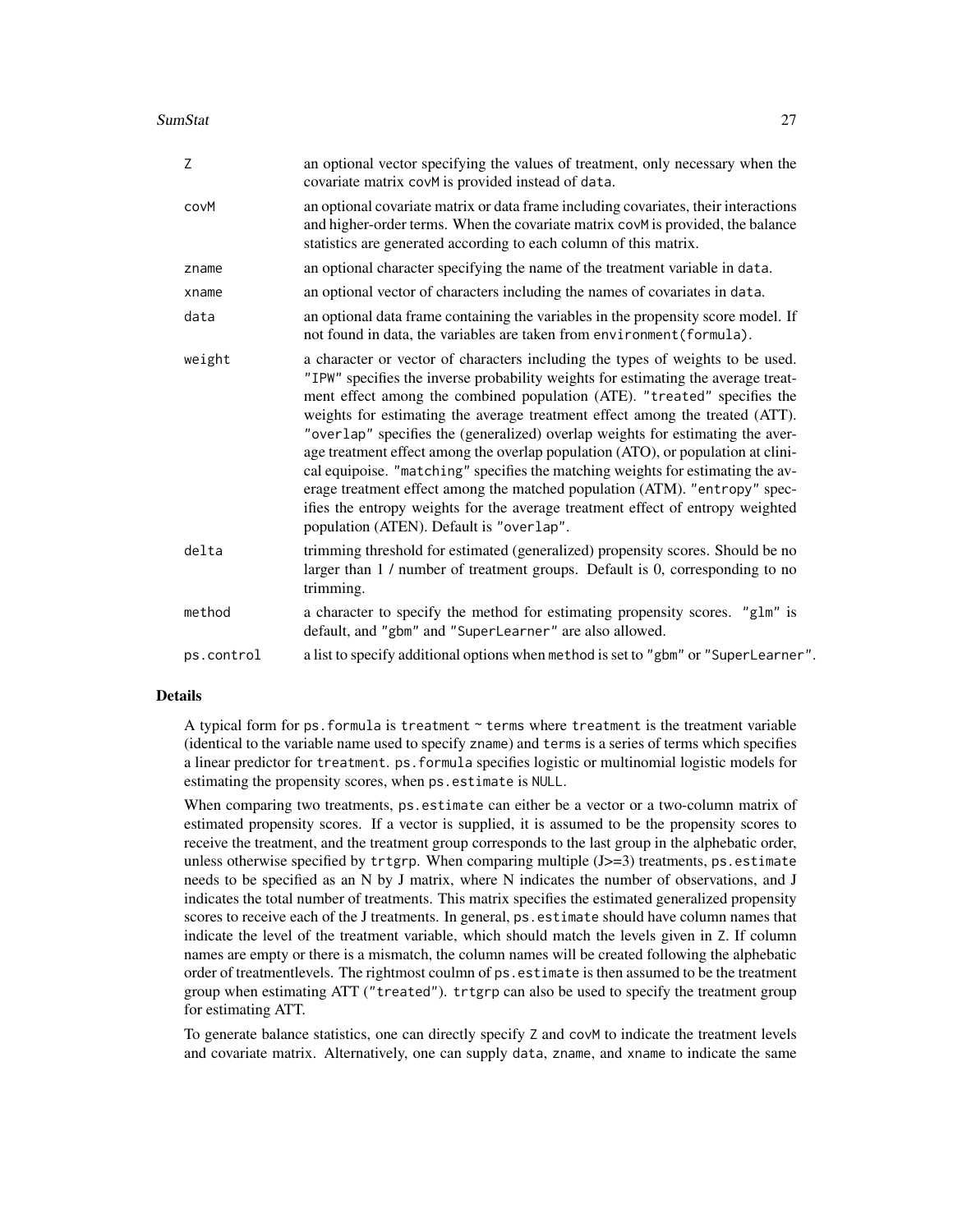| | |
|---|---|
| `Z` | an optional vector specifying the values of treatment, only necessary when the covariate matrix `covM` is provided instead of `data`. |
| `covM` | an optional covariate matrix or data frame including covariates, their interactions and higher-order terms. When the covariate matrix `covM` is provided, the balance statistics are generated according to each column of this matrix. |
| `zname` | an optional character specifying the name of the treatment variable in `data`. |
| `xname` | an optional vector of characters including the names of covariates in `data`. |
| `data` | an optional data frame containing the variables in the propensity score model. If not found in data, the variables are taken from `environment(formula)`. |
| `weight` | a character or vector of characters including the types of weights to be used. `"IPW"` specifies the inverse probability weights for estimating the average treatment effect among the combined population (ATE). `"treated"` specifies the weights for estimating the average treatment effect among the treated (ATT). `"overlap"` specifies the (generalized) overlap weights for estimating the average treatment effect among the overlap population (ATO), or population at clinical equipoise. `"matching"` specifies the matching weights for estimating the average treatment effect among the matched population (ATM). `"entropy"` specifies the entropy weights for the average treatment effect of entropy weighted population (ATEN). Default is `"overlap"`. |
| `delta` | trimming threshold for estimated (generalized) propensity scores. Should be no larger than 1 / number of treatment groups. Default is 0, corresponding to no trimming. |
| `method` | a character to specify the method for estimating propensity scores. `"glm"` is default, and `"gbm"` and `"SuperLearner"` are also allowed. |
| `ps.control` | a list to specify additional options when `method` is set to `"gbm"` or `"SuperLearner"`. |

### Details

A typical form for `ps.formula` is `treatment ~ terms` where `treatment` is the treatment variable (identical to the variable name used to specify `zname`) and `terms` is a series of terms which specifies a linear predictor for `treatment`. `ps.formula` specifies logistic or multinomial logistic models for estimating the propensity scores, when `ps.estimate` is `NULL`.

When comparing two treatments, `ps.estimate` can either be a vector or a two-column matrix of estimated propensity scores. If a vector is supplied, it is assumed to be the propensity scores to receive the treatment, and the treatment group corresponds to the last group in the alphebatic order, unless otherwise specified by `trtgrp`. When comparing multiple (J>=3) treatments, `ps.estimate` needs to be specified as an N by J matrix, where N indicates the number of observations, and J indicates the total number of treatments. This matrix specifies the estimated generalized propensity scores to receive each of the J treatments. In general, `ps.estimate` should have column names that indicate the level of the treatment variable, which should match the levels given in `Z`. If column names are empty or there is a mismatch, the column names will be created following the alphebatic order of treatmentlevels. The rightmost coulmn of `ps.estimate` is then assumed to be the treatment group when estimating ATT (`"treated"`). `trtgrp` can also be used to specify the treatment group for estimating ATT.

To generate balance statistics, one can directly specify `Z` and `covM` to indicate the treatment levels and covariate matrix. Alternatively, one can supply `data`, `zname`, and `xname` to indicate the same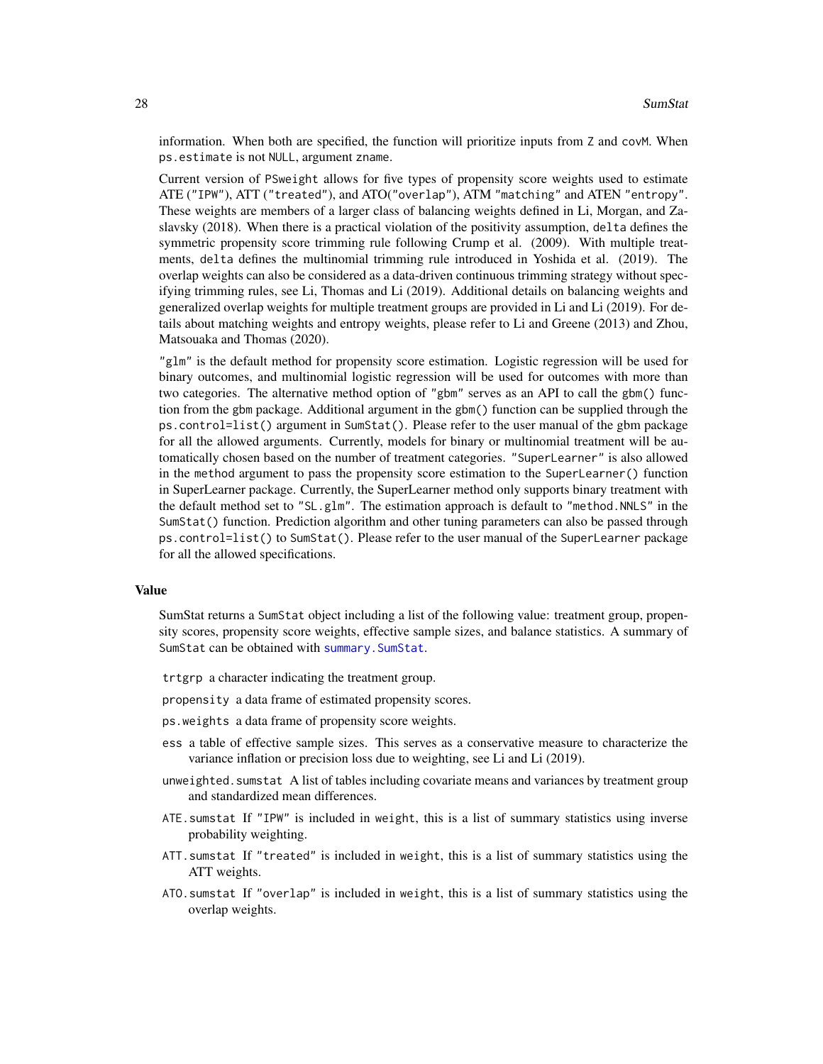information. When both are specified, the function will prioritize inputs from Z and covM. When ps.estimate is not NULL, argument zname.

Current version of PSweight allows for five types of propensity score weights used to estimate ATE ("IPW"), ATT ("treated"), and ATO("overlap"), ATM "matching" and ATEN "entropy". These weights are members of a larger class of balancing weights defined in Li, Morgan, and Zaslavsky (2018). When there is a practical violation of the positivity assumption, delta defines the symmetric propensity score trimming rule following Crump et al. (2009). With multiple treatments, delta defines the multinomial trimming rule introduced in Yoshida et al. (2019). The overlap weights can also be considered as a data-driven continuous trimming strategy without specifying trimming rules, see Li, Thomas and Li (2019). Additional details on balancing weights and generalized overlap weights for multiple treatment groups are provided in Li and Li (2019). For details about matching weights and entropy weights, please refer to Li and Greene (2013) and Zhou, Matsouaka and Thomas (2020).

"glm" is the default method for propensity score estimation. Logistic regression will be used for binary outcomes, and multinomial logistic regression will be used for outcomes with more than two categories. The alternative method option of "gbm" serves as an API to call the gbm() function from the gbm package. Additional argument in the gbm() function can be supplied through the ps.control=list() argument in SumStat(). Please refer to the user manual of the gbm package for all the allowed arguments. Currently, models for binary or multinomial treatment will be automatically chosen based on the number of treatment categories. "SuperLearner" is also allowed in the method argument to pass the propensity score estimation to the SuperLearner() function in SuperLearner package. Currently, the SuperLearner method only supports binary treatment with the default method set to "SL.glm". The estimation approach is default to "method.NNLS" in the SumStat() function. Prediction algorithm and other tuning parameters can also be passed through ps.control=list() to SumStat(). Please refer to the user manual of the SuperLearner package for all the allowed specifications.

### Value

SumStat returns a SumStat object including a list of the following value: treatment group, propensity scores, propensity score weights, effective sample sizes, and balance statistics. A summary of SumStat can be obtained with summary.SumStat.

- trtgrp a character indicating the treatment group.
- propensity a data frame of estimated propensity scores.
- ps.weights a data frame of propensity score weights.
- ess a table of effective sample sizes. This serves as a conservative measure to characterize the variance inflation or precision loss due to weighting, see Li and Li (2019).
- unweighted.sumstat A list of tables including covariate means and variances by treatment group and standardized mean differences.
- ATE.sumstat If "IPW" is included in weight, this is a list of summary statistics using inverse probability weighting.
- ATT.sumstat If "treated" is included in weight, this is a list of summary statistics using the ATT weights.
- ATO.sumstat If "overlap" is included in weight, this is a list of summary statistics using the overlap weights.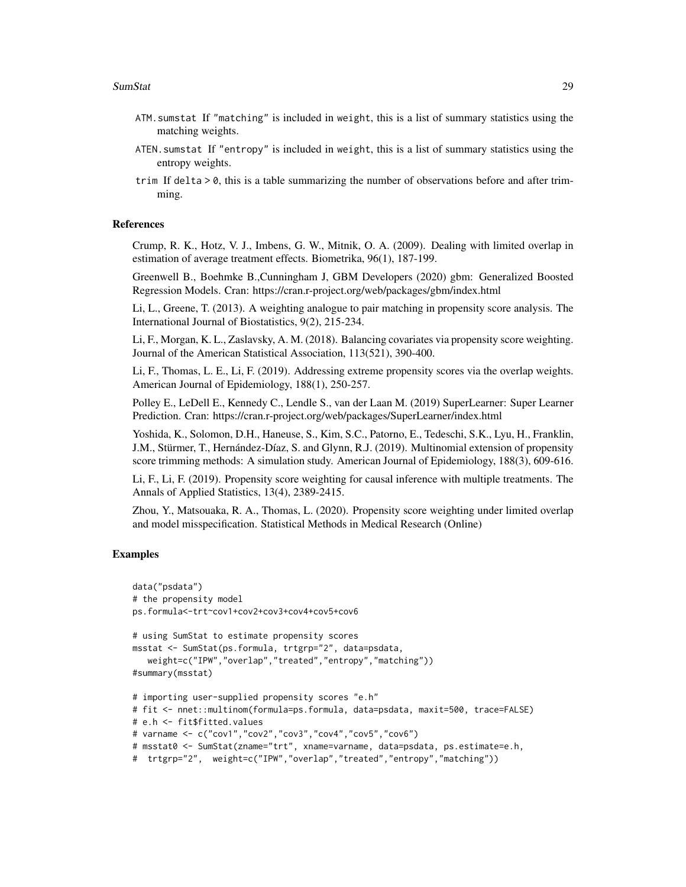ATM.sumstat If "matching" is included in weight, this is a list of summary statistics using the matching weights.

ATEN.sumstat If "entropy" is included in weight, this is a list of summary statistics using the entropy weights.

trim If delta > 0, this is a table summarizing the number of observations before and after trimming.

### References

Crump, R. K., Hotz, V. J., Imbens, G. W., Mitnik, O. A. (2009). Dealing with limited overlap in estimation of average treatment effects. Biometrika, 96(1), 187-199.

Greenwell B., Boehmke B.,Cunningham J, GBM Developers (2020) gbm: Generalized Boosted Regression Models. Cran: https://cran.r-project.org/web/packages/gbm/index.html

Li, L., Greene, T. (2013). A weighting analogue to pair matching in propensity score analysis. The International Journal of Biostatistics, 9(2), 215-234.

Li, F., Morgan, K. L., Zaslavsky, A. M. (2018). Balancing covariates via propensity score weighting. Journal of the American Statistical Association, 113(521), 390-400.

Li, F., Thomas, L. E., Li, F. (2019). Addressing extreme propensity scores via the overlap weights. American Journal of Epidemiology, 188(1), 250-257.

Polley E., LeDell E., Kennedy C., Lendle S., van der Laan M. (2019) SuperLearner: Super Learner Prediction. Cran: https://cran.r-project.org/web/packages/SuperLearner/index.html

Yoshida, K., Solomon, D.H., Haneuse, S., Kim, S.C., Patorno, E., Tedeschi, S.K., Lyu, H., Franklin, J.M., Stürmer, T., Hernández-Díaz, S. and Glynn, R.J. (2019). Multinomial extension of propensity score trimming methods: A simulation study. American Journal of Epidemiology, 188(3), 609-616.

Li, F., Li, F. (2019). Propensity score weighting for causal inference with multiple treatments. The Annals of Applied Statistics, 13(4), 2389-2415.

Zhou, Y., Matsouaka, R. A., Thomas, L. (2020). Propensity score weighting under limited overlap and model misspecification. Statistical Methods in Medical Research (Online)

### Examples

```
data("psdata")
# the propensity model
ps.formula<-trt~cov1+cov2+cov3+cov4+cov5+cov6

# using SumStat to estimate propensity scores
msstat <- SumStat(ps.formula, trtgrp="2", data=psdata,
   weight=c("IPW","overlap","treated","entropy","matching"))
#summary(msstat)

# importing user-supplied propensity scores "e.h"
# fit <- nnet::multinom(formula=ps.formula, data=psdata, maxit=500, trace=FALSE)
# e.h <- fit$fitted.values
# varname <- c("cov1","cov2","cov3","cov4","cov5","cov6")
# msstat0 <- SumStat(zname="trt", xname=varname, data=psdata, ps.estimate=e.h,
#  trtgrp="2",  weight=c("IPW","overlap","treated","entropy","matching"))
```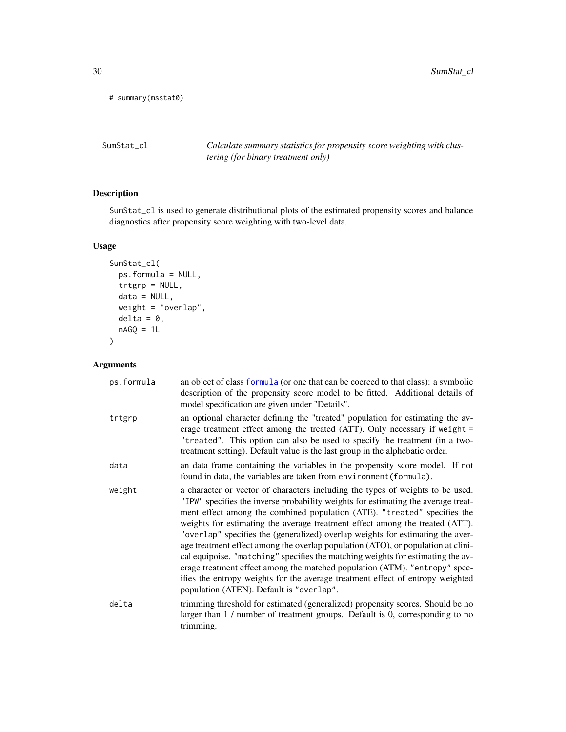```
# summary(msstat0)
```

## SumStat_cl

*Calculate summary statistics for propensity score weighting with clustering (for binary treatment only)*

### Description

SumStat_cl is used to generate distributional plots of the estimated propensity scores and balance diagnostics after propensity score weighting with two-level data.

### Usage

```
SumStat_cl(
  ps.formula = NULL,
  trtgrp = NULL,
  data = NULL,
  weight = "overlap",
  delta = 0,
  nAGQ = 1L
)
```

### Arguments

| | |
|---|---|
| ps.formula | an object of class formula (or one that can be coerced to that class): a symbolic description of the propensity score model to be fitted. Additional details of model specification are given under "Details". |
| trtgrp | an optional character defining the "treated" population for estimating the average treatment effect among the treated (ATT). Only necessary if `weight = "treated"`. This option can also be used to specify the treatment (in a two-treatment setting). Default value is the last group in the alphebatic order. |
| data | an data frame containing the variables in the propensity score model. If not found in data, the variables are taken from `environment(formula)`. |
| weight | a character or vector of characters including the types of weights to be used. `"IPW"` specifies the inverse probability weights for estimating the average treatment effect among the combined population (ATE). `"treated"` specifies the weights for estimating the average treatment effect among the treated (ATT). `"overlap"` specifies the (generalized) overlap weights for estimating the average treatment effect among the overlap population (ATO), or population at clinical equipoise. `"matching"` specifies the matching weights for estimating the average treatment effect among the matched population (ATM). `"entropy"` specifies the entropy weights for the average treatment effect of entropy weighted population (ATEN). Default is `"overlap"`. |
| delta | trimming threshold for estimated (generalized) propensity scores. Should be no larger than 1 / number of treatment groups. Default is 0, corresponding to no trimming. |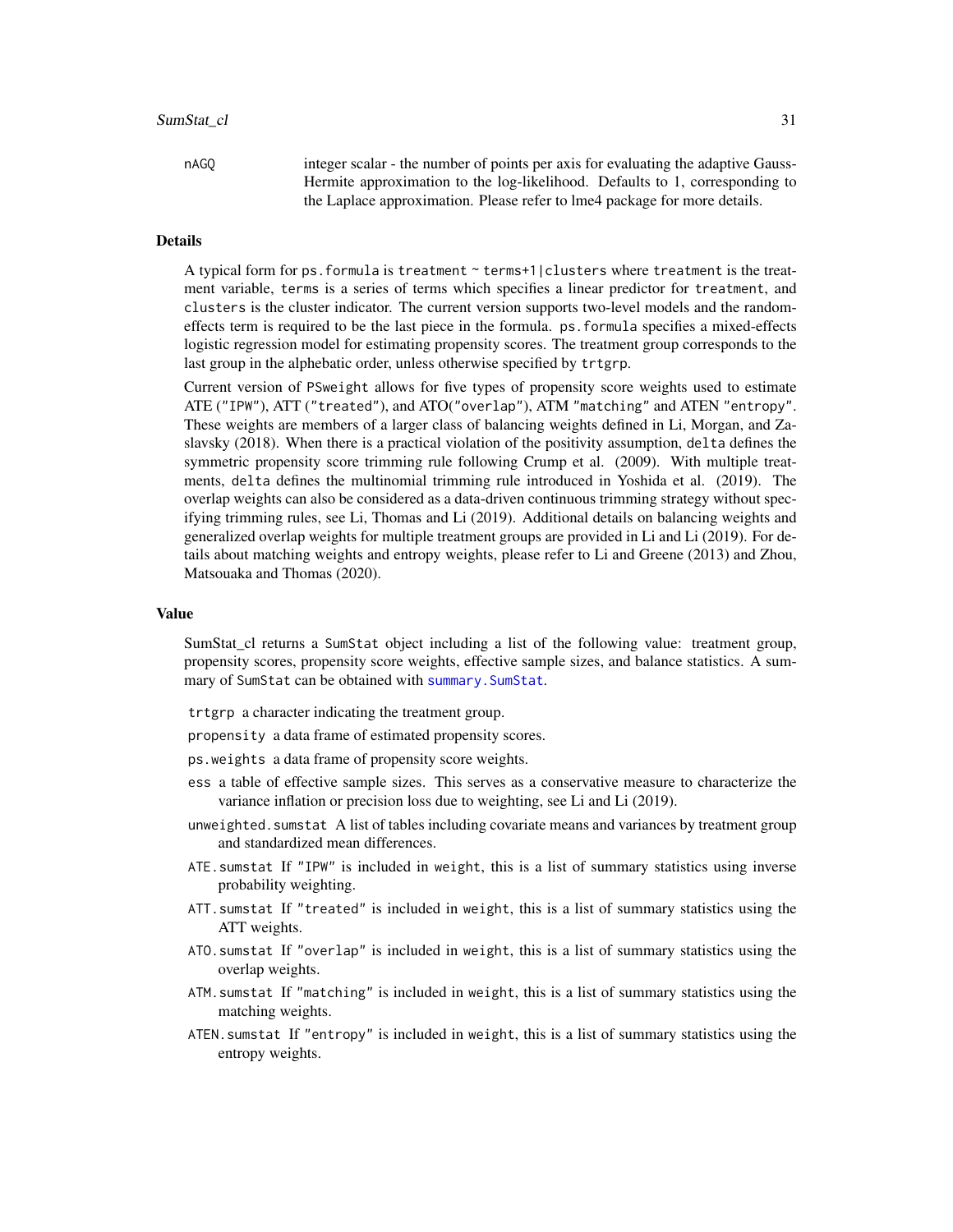nAGQ integer scalar - the number of points per axis for evaluating the adaptive Gauss-Hermite approximation to the log-likelihood. Defaults to 1, corresponding to the Laplace approximation. Please refer to lme4 package for more details.

### Details

A typical form for `ps.formula` is `treatment ~ terms+1|clusters` where `treatment` is the treatment variable, `terms` is a series of terms which specifies a linear predictor for `treatment`, and `clusters` is the cluster indicator. The current version supports two-level models and the random-effects term is required to be the last piece in the formula. `ps.formula` specifies a mixed-effects logistic regression model for estimating propensity scores. The treatment group corresponds to the last group in the alphebatic order, unless otherwise specified by `trtgrp`.

Current version of `PSweight` allows for five types of propensity score weights used to estimate ATE (`"IPW"`), ATT (`"treated"`), and ATO(`"overlap"`), ATM `"matching"` and ATEN `"entropy"`. These weights are members of a larger class of balancing weights defined in Li, Morgan, and Zaslavsky (2018). When there is a practical violation of the positivity assumption, `delta` defines the symmetric propensity score trimming rule following Crump et al. (2009). With multiple treatments, `delta` defines the multinomial trimming rule introduced in Yoshida et al. (2019). The overlap weights can also be considered as a data-driven continuous trimming strategy without specifying trimming rules, see Li, Thomas and Li (2019). Additional details on balancing weights and generalized overlap weights for multiple treatment groups are provided in Li and Li (2019). For details about matching weights and entropy weights, please refer to Li and Greene (2013) and Zhou, Matsouaka and Thomas (2020).

### Value

SumStat_cl returns a `SumStat` object including a list of the following value: treatment group, propensity scores, propensity score weights, effective sample sizes, and balance statistics. A summary of `SumStat` can be obtained with `summary.SumStat`.

- `trtgrp` a character indicating the treatment group.
- `propensity` a data frame of estimated propensity scores.
- `ps.weights` a data frame of propensity score weights.
- `ess` a table of effective sample sizes. This serves as a conservative measure to characterize the variance inflation or precision loss due to weighting, see Li and Li (2019).
- `unweighted.sumstat` A list of tables including covariate means and variances by treatment group and standardized mean differences.
- `ATE.sumstat` If `"IPW"` is included in `weight`, this is a list of summary statistics using inverse probability weighting.
- `ATT.sumstat` If `"treated"` is included in `weight`, this is a list of summary statistics using the ATT weights.
- `ATO.sumstat` If `"overlap"` is included in `weight`, this is a list of summary statistics using the overlap weights.
- `ATM.sumstat` If `"matching"` is included in `weight`, this is a list of summary statistics using the matching weights.
- `ATEN.sumstat` If `"entropy"` is included in `weight`, this is a list of summary statistics using the entropy weights.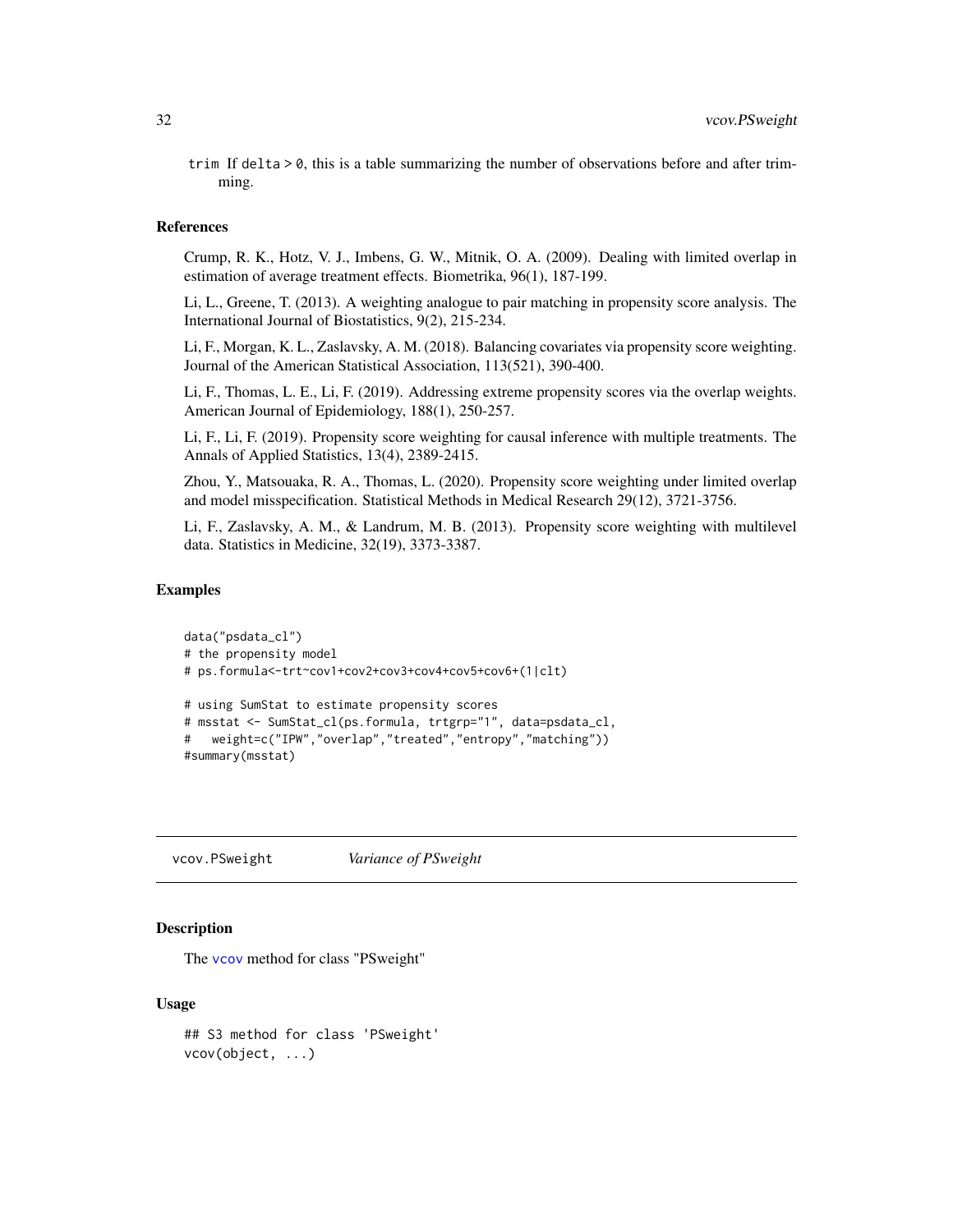trim If delta > 0, this is a table summarizing the number of observations before and after trimming.

### References

Crump, R. K., Hotz, V. J., Imbens, G. W., Mitnik, O. A. (2009). Dealing with limited overlap in estimation of average treatment effects. Biometrika, 96(1), 187-199.

Li, L., Greene, T. (2013). A weighting analogue to pair matching in propensity score analysis. The International Journal of Biostatistics, 9(2), 215-234.

Li, F., Morgan, K. L., Zaslavsky, A. M. (2018). Balancing covariates via propensity score weighting. Journal of the American Statistical Association, 113(521), 390-400.

Li, F., Thomas, L. E., Li, F. (2019). Addressing extreme propensity scores via the overlap weights. American Journal of Epidemiology, 188(1), 250-257.

Li, F., Li, F. (2019). Propensity score weighting for causal inference with multiple treatments. The Annals of Applied Statistics, 13(4), 2389-2415.

Zhou, Y., Matsouaka, R. A., Thomas, L. (2020). Propensity score weighting under limited overlap and model misspecification. Statistical Methods in Medical Research 29(12), 3721-3756.

Li, F., Zaslavsky, A. M., & Landrum, M. B. (2013). Propensity score weighting with multilevel data. Statistics in Medicine, 32(19), 3373-3387.

### Examples

```
data("psdata_cl")
# the propensity model
# ps.formula<-trt~cov1+cov2+cov3+cov4+cov5+cov6+(1|clt)

# using SumStat to estimate propensity scores
# msstat <- SumStat_cl(ps.formula, trtgrp="1", data=psdata_cl,
#   weight=c("IPW","overlap","treated","entropy","matching"))
#summary(msstat)
```

---

## vcov.PSweight *Variance of PSweight*

### Description

The vcov method for class "PSweight"

### Usage

```
## S3 method for class 'PSweight'
vcov(object, ...)
```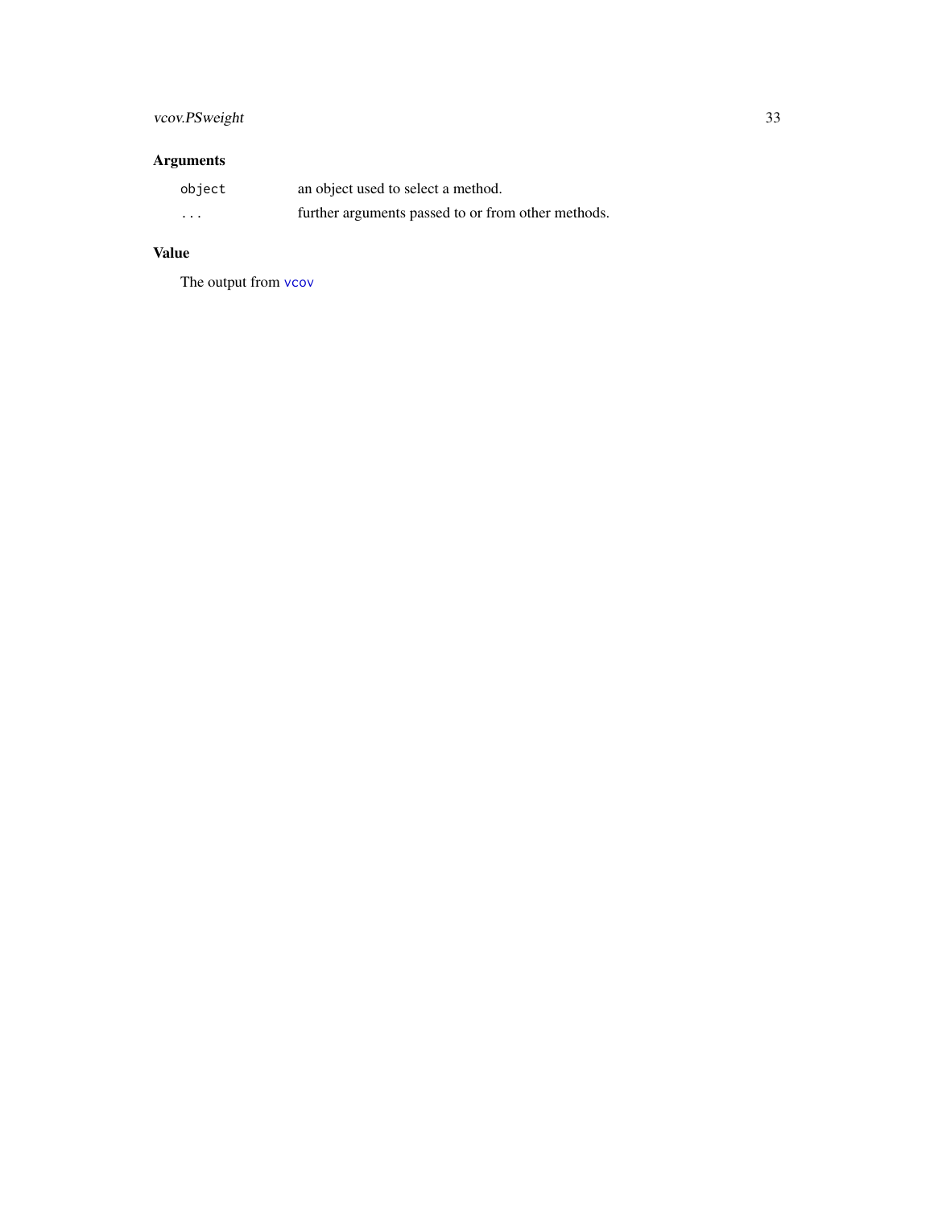## Arguments

| | |
|---|---|
| `object` | an object used to select a method. |
| `...` | further arguments passed to or from other methods. |

## Value

The output from `vcov`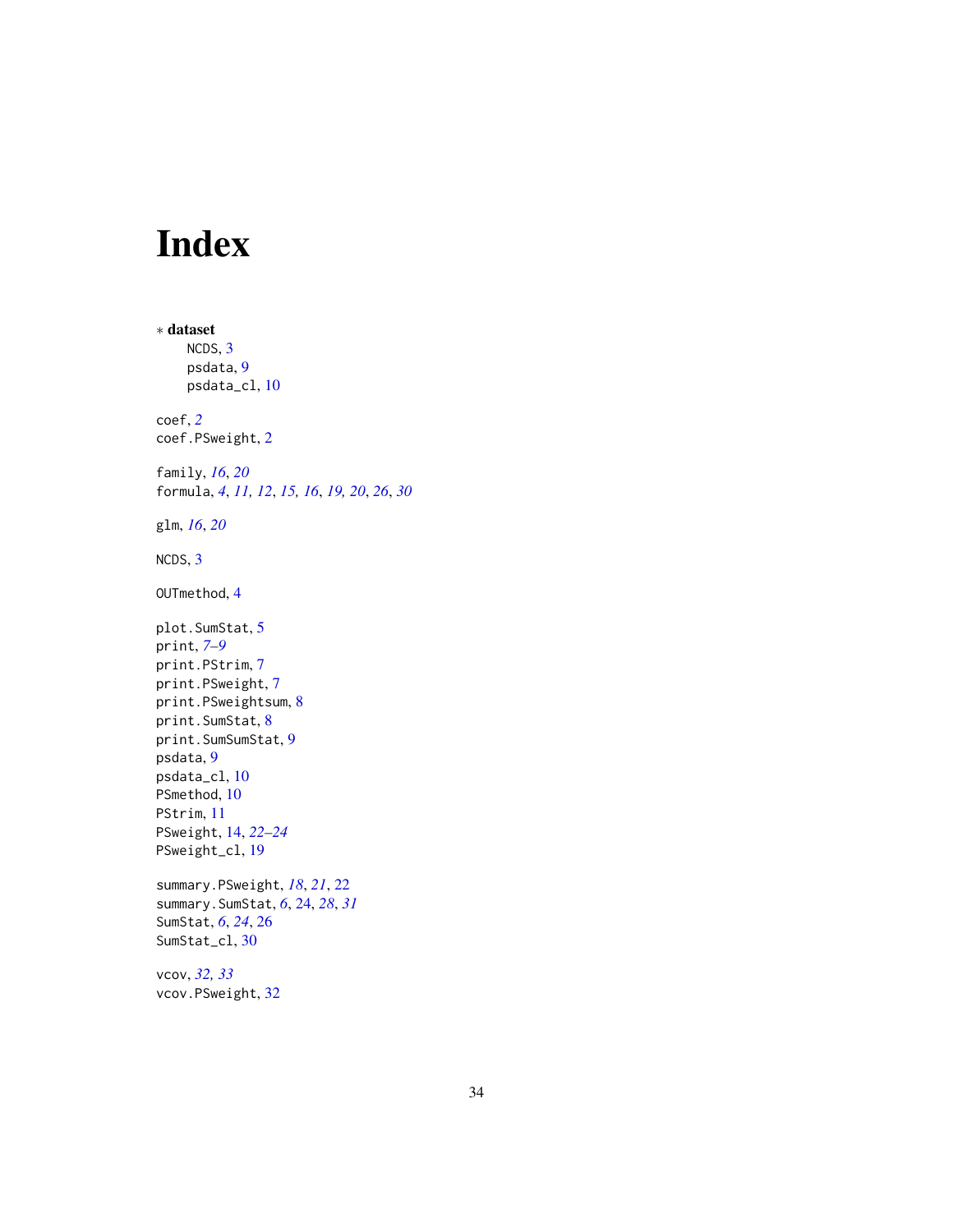# Index

∗ **dataset**
  NCDS, 3
  psdata, 9
  psdata_cl, 10

coef, *2*
coef.PSweight, 2

family, *16*, *20*
formula, *4*, *11, 12*, *15, 16*, *19, 20*, *26*, *30*

glm, *16*, *20*

NCDS, 3

OUTmethod, 4

plot.SumStat, 5
print, *7–9*
print.PStrim, 7
print.PSweight, 7
print.PSweightsum, 8
print.SumStat, 8
print.SumSumStat, 9
psdata, 9
psdata_cl, 10
PSmethod, 10
PStrim, 11
PSweight, 14, *22–24*
PSweight_cl, 19

summary.PSweight, *18*, *21*, 22
summary.SumStat, *6*, 24, *28*, *31*
SumStat, *6*, *24*, 26
SumStat_cl, 30

vcov, *32, 33*
vcov.PSweight, 32